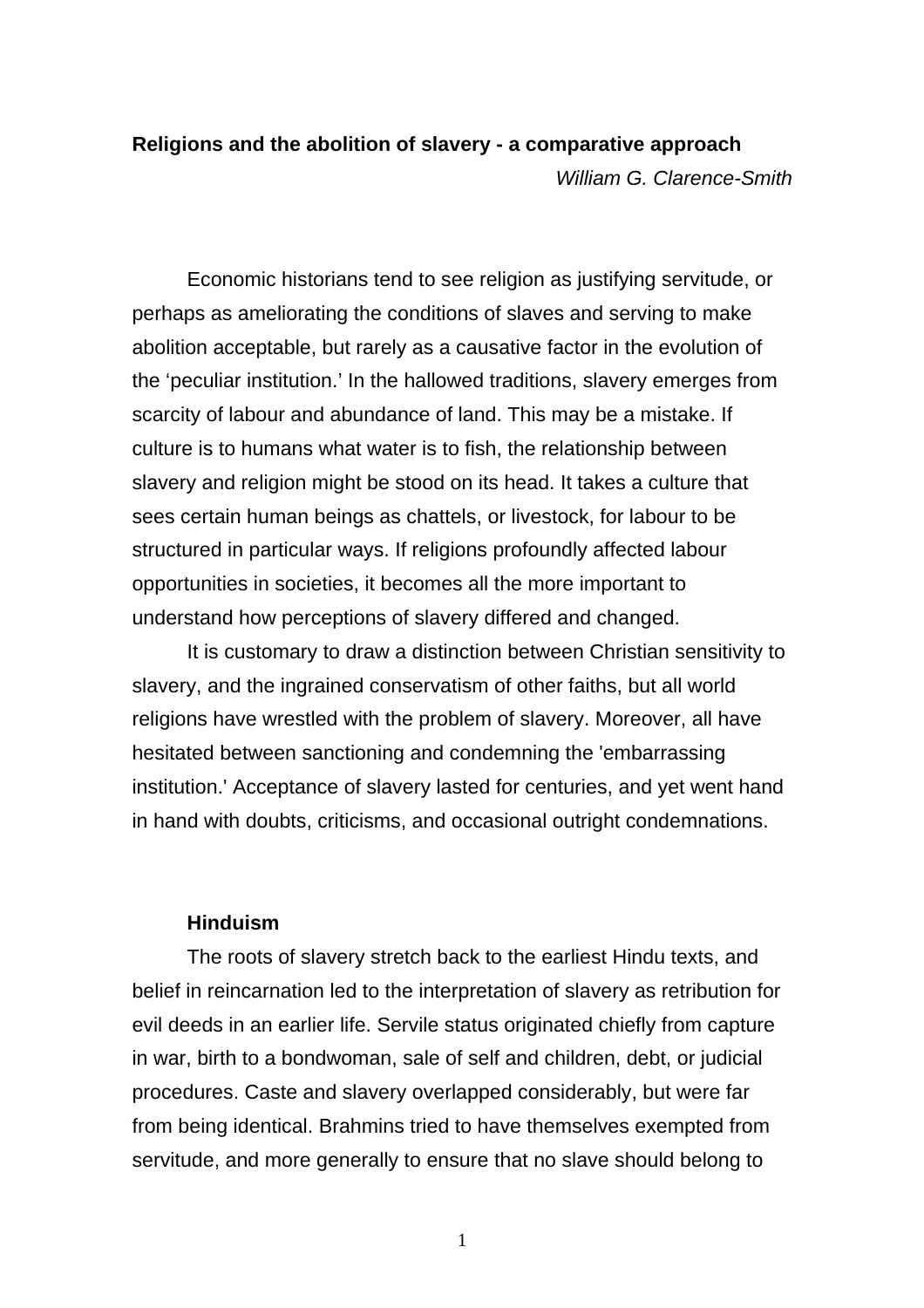# Religions and the abolition of slavery - a comparative approach

*William G. Clarence-Smith*

Economic historians tend to see religion as justifying servitude, or perhaps as ameliorating the conditions of slaves and serving to make abolition acceptable, but rarely as a causative factor in the evolution of the 'peculiar institution.' In the hallowed traditions, slavery emerges from scarcity of labour and abundance of land. This may be a mistake. If culture is to humans what water is to fish, the relationship between slavery and religion might be stood on its head. It takes a culture that sees certain human beings as chattels, or livestock, for labour to be structured in particular ways. If religions profoundly affected labour opportunities in societies, it becomes all the more important to understand how perceptions of slavery differed and changed.

It is customary to draw a distinction between Christian sensitivity to slavery, and the ingrained conservatism of other faiths, but all world religions have wrestled with the problem of slavery. Moreover, all have hesitated between sanctioning and condemning the 'embarrassing institution.' Acceptance of slavery lasted for centuries, and yet went hand in hand with doubts, criticisms, and occasional outright condemnations.

## Hinduism

The roots of slavery stretch back to the earliest Hindu texts, and belief in reincarnation led to the interpretation of slavery as retribution for evil deeds in an earlier life. Servile status originated chiefly from capture in war, birth to a bondwoman, sale of self and children, debt, or judicial procedures. Caste and slavery overlapped considerably, but were far from being identical. Brahmins tried to have themselves exempted from servitude, and more generally to ensure that no slave should belong to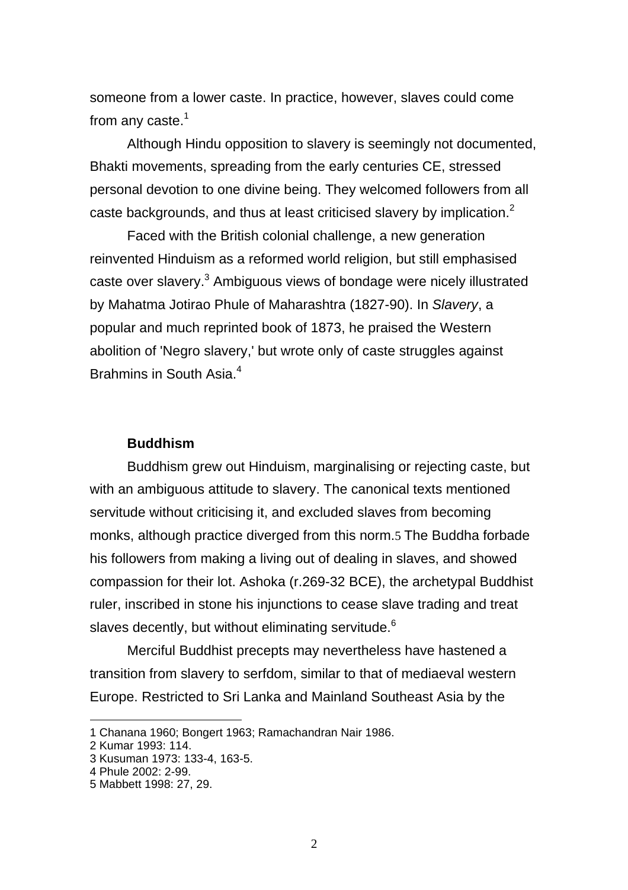someone from a lower caste. In practice, however, slaves could come from any caste.[1]

Although Hindu opposition to slavery is seemingly not documented, Bhakti movements, spreading from the early centuries CE, stressed personal devotion to one divine being. They welcomed followers from all caste backgrounds, and thus at least criticised slavery by implication.[2]

Faced with the British colonial challenge, a new generation reinvented Hinduism as a reformed world religion, but still emphasised caste over slavery.[3] Ambiguous views of bondage were nicely illustrated by Mahatma Jotirao Phule of Maharashtra (1827-90). In *Slavery*, a popular and much reprinted book of 1873, he praised the Western abolition of 'Negro slavery,' but wrote only of caste struggles against Brahmins in South Asia.[4]

**Buddhism**

Buddhism grew out Hinduism, marginalising or rejecting caste, but with an ambiguous attitude to slavery. The canonical texts mentioned servitude without criticising it, and excluded slaves from becoming monks, although practice diverged from this norm.[5] The Buddha forbade his followers from making a living out of dealing in slaves, and showed compassion for their lot. Ashoka (r.269-32 BCE), the archetypal Buddhist ruler, inscribed in stone his injunctions to cease slave trading and treat slaves decently, but without eliminating servitude.[6]

Merciful Buddhist precepts may nevertheless have hastened a transition from slavery to serfdom, similar to that of mediaeval western Europe. Restricted to Sri Lanka and Mainland Southeast Asia by the

---

1 Chanana 1960; Bongert 1963; Ramachandran Nair 1986.
2 Kumar 1993: 114.
3 Kusuman 1973: 133-4, 163-5.
4 Phule 2002: 2-99.
5 Mabbett 1998: 27, 29.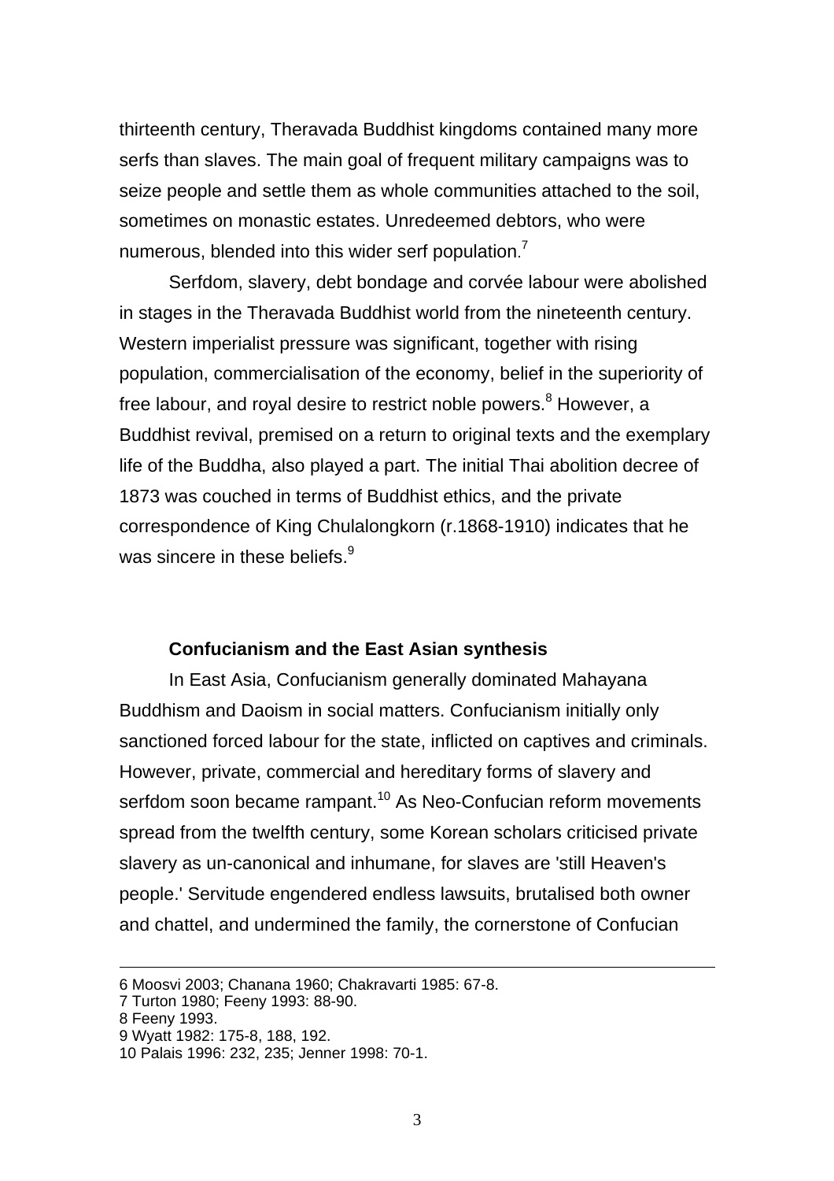thirteenth century, Theravada Buddhist kingdoms contained many more serfs than slaves. The main goal of frequent military campaigns was to seize people and settle them as whole communities attached to the soil, sometimes on monastic estates. Unredeemed debtors, who were numerous, blended into this wider serf population.[7]

Serfdom, slavery, debt bondage and corvée labour were abolished in stages in the Theravada Buddhist world from the nineteenth century. Western imperialist pressure was significant, together with rising population, commercialisation of the economy, belief in the superiority of free labour, and royal desire to restrict noble powers.[8] However, a Buddhist revival, premised on a return to original texts and the exemplary life of the Buddha, also played a part. The initial Thai abolition decree of 1873 was couched in terms of Buddhist ethics, and the private correspondence of King Chulalongkorn (r.1868-1910) indicates that he was sincere in these beliefs.[9]

### Confucianism and the East Asian synthesis

In East Asia, Confucianism generally dominated Mahayana Buddhism and Daoism in social matters. Confucianism initially only sanctioned forced labour for the state, inflicted on captives and criminals. However, private, commercial and hereditary forms of slavery and serfdom soon became rampant.[10] As Neo-Confucian reform movements spread from the twelfth century, some Korean scholars criticised private slavery as un-canonical and inhumane, for slaves are 'still Heaven's people.' Servitude engendered endless lawsuits, brutalised both owner and chattel, and undermined the family, the cornerstone of Confucian

---

6 Moosvi 2003; Chanana 1960; Chakravarti 1985: 67-8.
7 Turton 1980; Feeny 1993: 88-90.
8 Feeny 1993.
9 Wyatt 1982: 175-8, 188, 192.
10 Palais 1996: 232, 235; Jenner 1998: 70-1.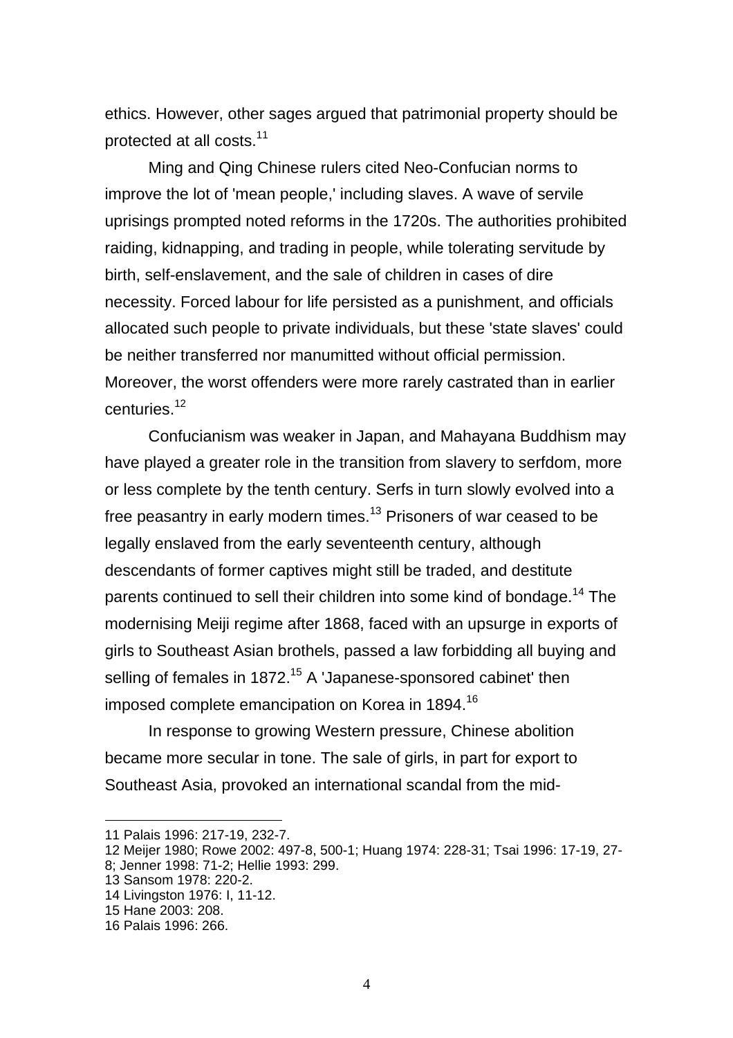ethics. However, other sages argued that patrimonial property should be protected at all costs.[11]

Ming and Qing Chinese rulers cited Neo-Confucian norms to improve the lot of 'mean people,' including slaves. A wave of servile uprisings prompted noted reforms in the 1720s. The authorities prohibited raiding, kidnapping, and trading in people, while tolerating servitude by birth, self-enslavement, and the sale of children in cases of dire necessity. Forced labour for life persisted as a punishment, and officials allocated such people to private individuals, but these 'state slaves' could be neither transferred nor manumitted without official permission. Moreover, the worst offenders were more rarely castrated than in earlier centuries.[12]

Confucianism was weaker in Japan, and Mahayana Buddhism may have played a greater role in the transition from slavery to serfdom, more or less complete by the tenth century. Serfs in turn slowly evolved into a free peasantry in early modern times.[13] Prisoners of war ceased to be legally enslaved from the early seventeenth century, although descendants of former captives might still be traded, and destitute parents continued to sell their children into some kind of bondage.[14] The modernising Meiji regime after 1868, faced with an upsurge in exports of girls to Southeast Asian brothels, passed a law forbidding all buying and selling of females in 1872.[15] A 'Japanese-sponsored cabinet' then imposed complete emancipation on Korea in 1894.[16]

In response to growing Western pressure, Chinese abolition became more secular in tone. The sale of girls, in part for export to Southeast Asia, provoked an international scandal from the mid-

---

11 Palais 1996: 217-19, 232-7.

12 Meijer 1980; Rowe 2002: 497-8, 500-1; Huang 1974: 228-31; Tsai 1996: 17-19, 27-8; Jenner 1998: 71-2; Hellie 1993: 299.

13 Sansom 1978: 220-2.

14 Livingston 1976: I, 11-12.

15 Hane 2003: 208.

16 Palais 1996: 266.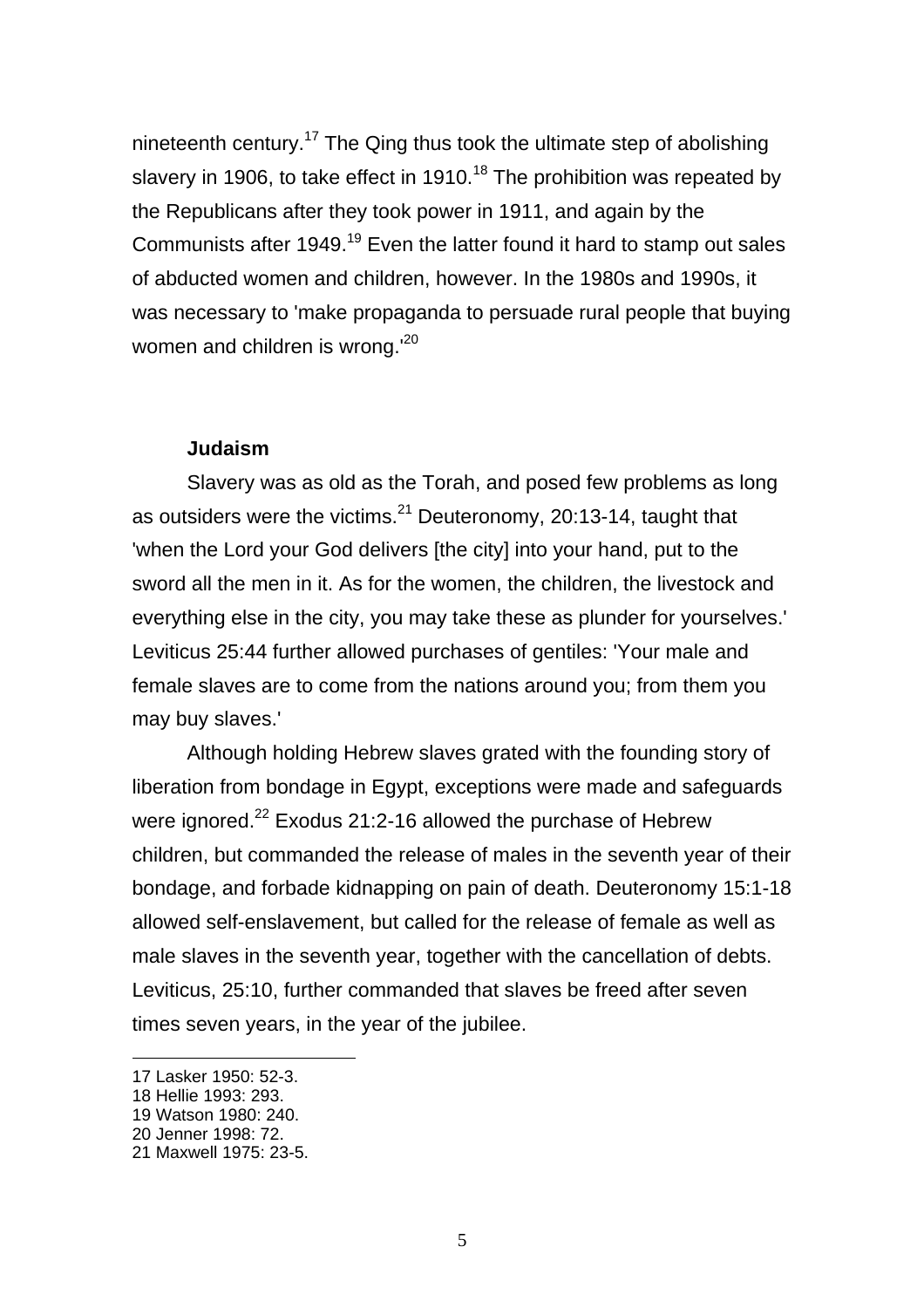nineteenth century.[17] The Qing thus took the ultimate step of abolishing slavery in 1906, to take effect in 1910.[18] The prohibition was repeated by the Republicans after they took power in 1911, and again by the Communists after 1949.[19] Even the latter found it hard to stamp out sales of abducted women and children, however. In the 1980s and 1990s, it was necessary to 'make propaganda to persuade rural people that buying women and children is wrong.'[20]

### Judaism

Slavery was as old as the Torah, and posed few problems as long as outsiders were the victims.[21] Deuteronomy, 20:13-14, taught that 'when the Lord your God delivers [the city] into your hand, put to the sword all the men in it. As for the women, the children, the livestock and everything else in the city, you may take these as plunder for yourselves.' Leviticus 25:44 further allowed purchases of gentiles: 'Your male and female slaves are to come from the nations around you; from them you may buy slaves.'

Although holding Hebrew slaves grated with the founding story of liberation from bondage in Egypt, exceptions were made and safeguards were ignored.[22] Exodus 21:2-16 allowed the purchase of Hebrew children, but commanded the release of males in the seventh year of their bondage, and forbade kidnapping on pain of death. Deuteronomy 15:1-18 allowed self-enslavement, but called for the release of female as well as male slaves in the seventh year, together with the cancellation of debts. Leviticus, 25:10, further commanded that slaves be freed after seven times seven years, in the year of the jubilee.

---

17 Lasker 1950: 52-3.
18 Hellie 1993: 293.
19 Watson 1980: 240.
20 Jenner 1998: 72.
21 Maxwell 1975: 23-5.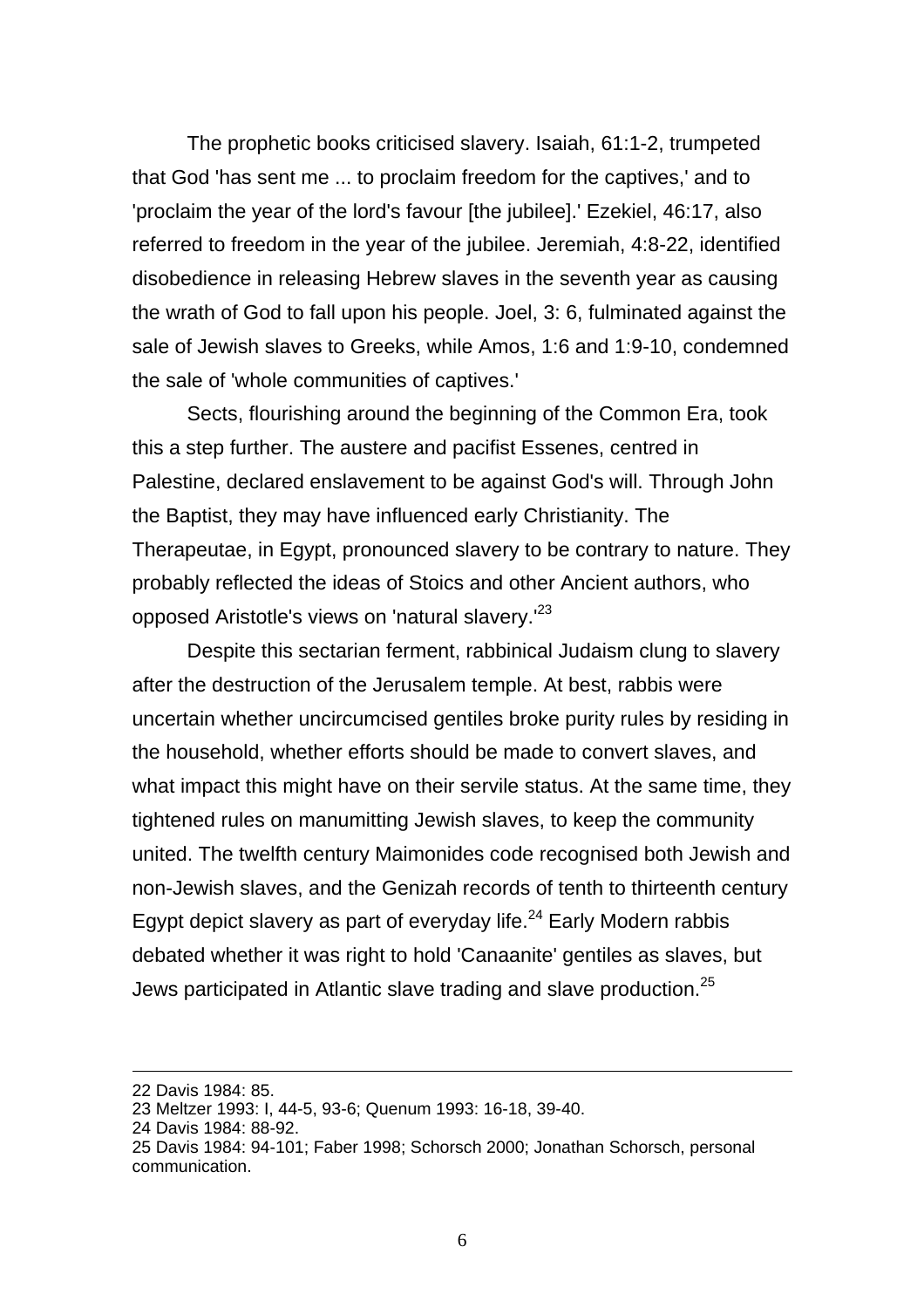The prophetic books criticised slavery. Isaiah, 61:1-2, trumpeted that God 'has sent me ... to proclaim freedom for the captives,' and to 'proclaim the year of the lord's favour [the jubilee].' Ezekiel, 46:17, also referred to freedom in the year of the jubilee. Jeremiah, 4:8-22, identified disobedience in releasing Hebrew slaves in the seventh year as causing the wrath of God to fall upon his people. Joel, 3: 6, fulminated against the sale of Jewish slaves to Greeks, while Amos, 1:6 and 1:9-10, condemned the sale of 'whole communities of captives.'

Sects, flourishing around the beginning of the Common Era, took this a step further. The austere and pacifist Essenes, centred in Palestine, declared enslavement to be against God's will. Through John the Baptist, they may have influenced early Christianity. The Therapeutae, in Egypt, pronounced slavery to be contrary to nature. They probably reflected the ideas of Stoics and other Ancient authors, who opposed Aristotle's views on 'natural slavery.'[23]

Despite this sectarian ferment, rabbinical Judaism clung to slavery after the destruction of the Jerusalem temple. At best, rabbis were uncertain whether uncircumcised gentiles broke purity rules by residing in the household, whether efforts should be made to convert slaves, and what impact this might have on their servile status. At the same time, they tightened rules on manumitting Jewish slaves, to keep the community united. The twelfth century Maimonides code recognised both Jewish and non-Jewish slaves, and the Genizah records of tenth to thirteenth century Egypt depict slavery as part of everyday life.[24] Early Modern rabbis debated whether it was right to hold 'Canaanite' gentiles as slaves, but Jews participated in Atlantic slave trading and slave production.[25]

---

22 Davis 1984: 85.

23 Meltzer 1993: I, 44-5, 93-6; Quenum 1993: 16-18, 39-40.

24 Davis 1984: 88-92.

25 Davis 1984: 94-101; Faber 1998; Schorsch 2000; Jonathan Schorsch, personal communication.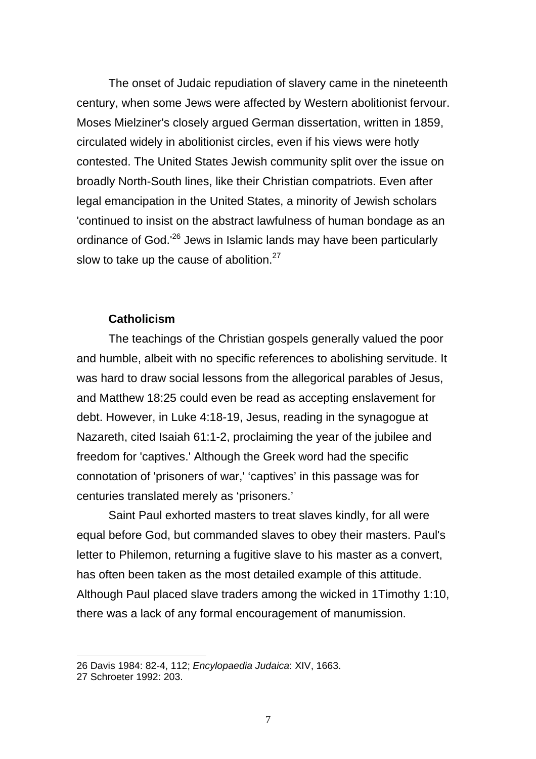The onset of Judaic repudiation of slavery came in the nineteenth century, when some Jews were affected by Western abolitionist fervour. Moses Mielziner's closely argued German dissertation, written in 1859, circulated widely in abolitionist circles, even if his views were hotly contested. The United States Jewish community split over the issue on broadly North-South lines, like their Christian compatriots. Even after legal emancipation in the United States, a minority of Jewish scholars 'continued to insist on the abstract lawfulness of human bondage as an ordinance of God.'[26] Jews in Islamic lands may have been particularly slow to take up the cause of abolition.[27]

### Catholicism

The teachings of the Christian gospels generally valued the poor and humble, albeit with no specific references to abolishing servitude. It was hard to draw social lessons from the allegorical parables of Jesus, and Matthew 18:25 could even be read as accepting enslavement for debt. However, in Luke 4:18-19, Jesus, reading in the synagogue at Nazareth, cited Isaiah 61:1-2, proclaiming the year of the jubilee and freedom for 'captives.' Although the Greek word had the specific connotation of 'prisoners of war,' 'captives' in this passage was for centuries translated merely as 'prisoners.'

Saint Paul exhorted masters to treat slaves kindly, for all were equal before God, but commanded slaves to obey their masters. Paul's letter to Philemon, returning a fugitive slave to his master as a convert, has often been taken as the most detailed example of this attitude. Although Paul placed slave traders among the wicked in 1Timothy 1:10, there was a lack of any formal encouragement of manumission.

---

26 Davis 1984: 82-4, 112; *Encylopaedia Judaica*: XIV, 1663.
27 Schroeter 1992: 203.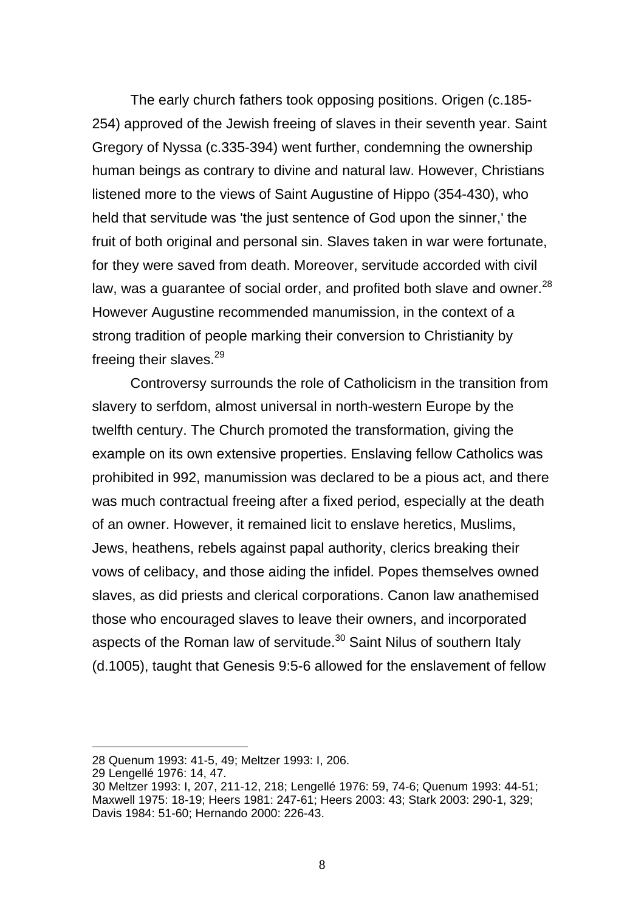The early church fathers took opposing positions. Origen (c.185-254) approved of the Jewish freeing of slaves in their seventh year. Saint Gregory of Nyssa (c.335-394) went further, condemning the ownership human beings as contrary to divine and natural law. However, Christians listened more to the views of Saint Augustine of Hippo (354-430), who held that servitude was 'the just sentence of God upon the sinner,' the fruit of both original and personal sin. Slaves taken in war were fortunate, for they were saved from death. Moreover, servitude accorded with civil law, was a guarantee of social order, and profited both slave and owner.[28] However Augustine recommended manumission, in the context of a strong tradition of people marking their conversion to Christianity by freeing their slaves.[29]

Controversy surrounds the role of Catholicism in the transition from slavery to serfdom, almost universal in north-western Europe by the twelfth century. The Church promoted the transformation, giving the example on its own extensive properties. Enslaving fellow Catholics was prohibited in 992, manumission was declared to be a pious act, and there was much contractual freeing after a fixed period, especially at the death of an owner. However, it remained licit to enslave heretics, Muslims, Jews, heathens, rebels against papal authority, clerics breaking their vows of celibacy, and those aiding the infidel. Popes themselves owned slaves, as did priests and clerical corporations. Canon law anathemised those who encouraged slaves to leave their owners, and incorporated aspects of the Roman law of servitude.[30] Saint Nilus of southern Italy (d.1005), taught that Genesis 9:5-6 allowed for the enslavement of fellow

---

28 Quenum 1993: 41-5, 49; Meltzer 1993: I, 206.

29 Lengellé 1976: 14, 47.

30 Meltzer 1993: I, 207, 211-12, 218; Lengellé 1976: 59, 74-6; Quenum 1993: 44-51; Maxwell 1975: 18-19; Heers 1981: 247-61; Heers 2003: 43; Stark 2003: 290-1, 329; Davis 1984: 51-60; Hernando 2000: 226-43.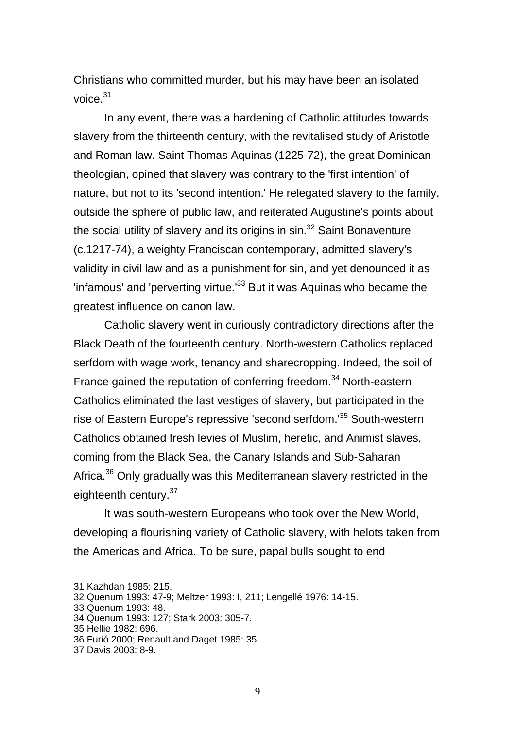Christians who committed murder, but his may have been an isolated voice.[31]

In any event, there was a hardening of Catholic attitudes towards slavery from the thirteenth century, with the revitalised study of Aristotle and Roman law. Saint Thomas Aquinas (1225-72), the great Dominican theologian, opined that slavery was contrary to the 'first intention' of nature, but not to its 'second intention.' He relegated slavery to the family, outside the sphere of public law, and reiterated Augustine's points about the social utility of slavery and its origins in sin.[32] Saint Bonaventure (c.1217-74), a weighty Franciscan contemporary, admitted slavery's validity in civil law and as a punishment for sin, and yet denounced it as 'infamous' and 'perverting virtue.'[33] But it was Aquinas who became the greatest influence on canon law.

Catholic slavery went in curiously contradictory directions after the Black Death of the fourteenth century. North-western Catholics replaced serfdom with wage work, tenancy and sharecropping. Indeed, the soil of France gained the reputation of conferring freedom.[34] North-eastern Catholics eliminated the last vestiges of slavery, but participated in the rise of Eastern Europe's repressive 'second serfdom.'[35] South-western Catholics obtained fresh levies of Muslim, heretic, and Animist slaves, coming from the Black Sea, the Canary Islands and Sub-Saharan Africa.[36] Only gradually was this Mediterranean slavery restricted in the eighteenth century.[37]

It was south-western Europeans who took over the New World, developing a flourishing variety of Catholic slavery, with helots taken from the Americas and Africa. To be sure, papal bulls sought to end

---

31 Kazhdan 1985: 215.
32 Quenum 1993: 47-9; Meltzer 1993: I, 211; Lengellé 1976: 14-15.
33 Quenum 1993: 48.
34 Quenum 1993: 127; Stark 2003: 305-7.
35 Hellie 1982: 696.
36 Furió 2000; Renault and Daget 1985: 35.
37 Davis 2003: 8-9.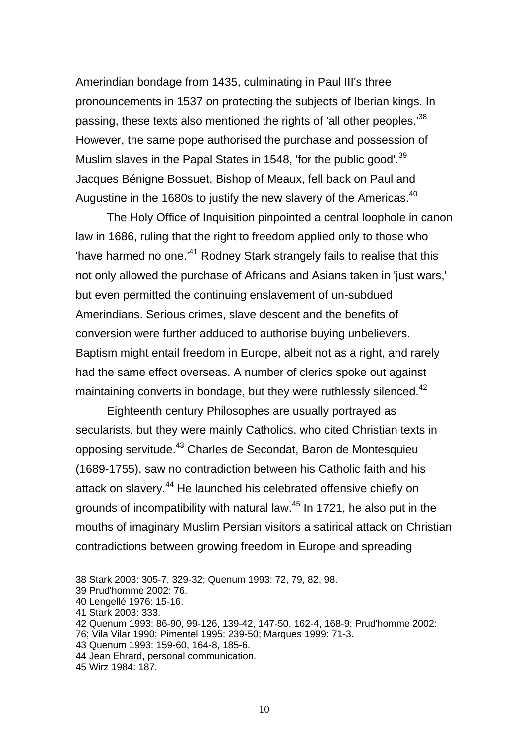Amerindian bondage from 1435, culminating in Paul III's three pronouncements in 1537 on protecting the subjects of Iberian kings. In passing, these texts also mentioned the rights of 'all other peoples.'[38] However, the same pope authorised the purchase and possession of Muslim slaves in the Papal States in 1548, 'for the public good'.[39] Jacques Bénigne Bossuet, Bishop of Meaux, fell back on Paul and Augustine in the 1680s to justify the new slavery of the Americas.[40]

The Holy Office of Inquisition pinpointed a central loophole in canon law in 1686, ruling that the right to freedom applied only to those who 'have harmed no one.'[41] Rodney Stark strangely fails to realise that this not only allowed the purchase of Africans and Asians taken in 'just wars,' but even permitted the continuing enslavement of un-subdued Amerindians. Serious crimes, slave descent and the benefits of conversion were further adduced to authorise buying unbelievers. Baptism might entail freedom in Europe, albeit not as a right, and rarely had the same effect overseas. A number of clerics spoke out against maintaining converts in bondage, but they were ruthlessly silenced.[42]

Eighteenth century Philosophes are usually portrayed as secularists, but they were mainly Catholics, who cited Christian texts in opposing servitude.[43] Charles de Secondat, Baron de Montesquieu (1689-1755), saw no contradiction between his Catholic faith and his attack on slavery.[44] He launched his celebrated offensive chiefly on grounds of incompatibility with natural law.[45] In 1721, he also put in the mouths of imaginary Muslim Persian visitors a satirical attack on Christian contradictions between growing freedom in Europe and spreading

---

38 Stark 2003: 305-7, 329-32; Quenum 1993: 72, 79, 82, 98.
39 Prud'homme 2002: 76.
40 Lengellé 1976: 15-16.
41 Stark 2003: 333.
42 Quenum 1993: 86-90, 99-126, 139-42, 147-50, 162-4, 168-9; Prud'homme 2002: 76; Vila Vilar 1990; Pimentel 1995: 239-50; Marques 1999: 71-3.
43 Quenum 1993: 159-60, 164-8, 185-6.
44 Jean Ehrard, personal communication.
45 Wirz 1984: 187.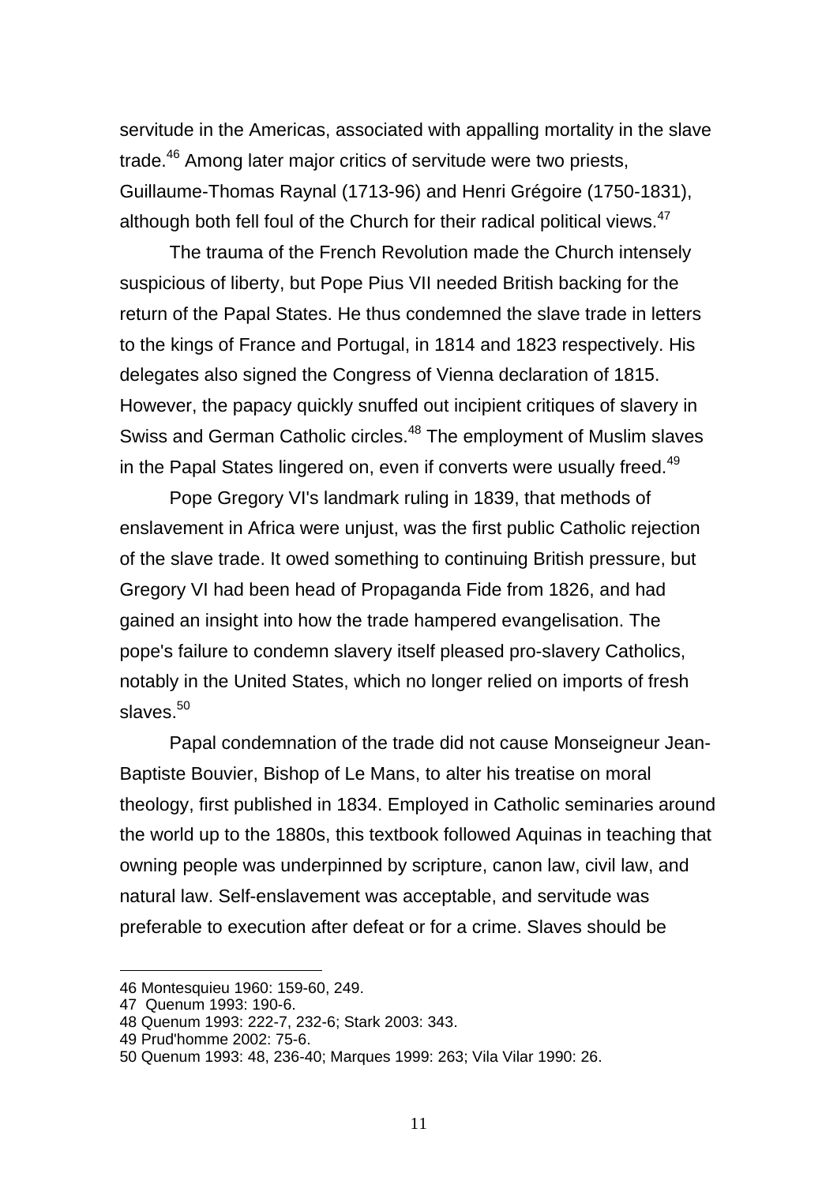servitude in the Americas, associated with appalling mortality in the slave trade.[46] Among later major critics of servitude were two priests, Guillaume-Thomas Raynal (1713-96) and Henri Grégoire (1750-1831), although both fell foul of the Church for their radical political views.[47]

The trauma of the French Revolution made the Church intensely suspicious of liberty, but Pope Pius VII needed British backing for the return of the Papal States. He thus condemned the slave trade in letters to the kings of France and Portugal, in 1814 and 1823 respectively. His delegates also signed the Congress of Vienna declaration of 1815. However, the papacy quickly snuffed out incipient critiques of slavery in Swiss and German Catholic circles.[48] The employment of Muslim slaves in the Papal States lingered on, even if converts were usually freed.[49]

Pope Gregory VI's landmark ruling in 1839, that methods of enslavement in Africa were unjust, was the first public Catholic rejection of the slave trade. It owed something to continuing British pressure, but Gregory VI had been head of Propaganda Fide from 1826, and had gained an insight into how the trade hampered evangelisation. The pope's failure to condemn slavery itself pleased pro-slavery Catholics, notably in the United States, which no longer relied on imports of fresh slaves.[50]

Papal condemnation of the trade did not cause Monseigneur Jean-Baptiste Bouvier, Bishop of Le Mans, to alter his treatise on moral theology, first published in 1834. Employed in Catholic seminaries around the world up to the 1880s, this textbook followed Aquinas in teaching that owning people was underpinned by scripture, canon law, civil law, and natural law. Self-enslavement was acceptable, and servitude was preferable to execution after defeat or for a crime. Slaves should be

---

46 Montesquieu 1960: 159-60, 249.

47 Quenum 1993: 190-6.

48 Quenum 1993: 222-7, 232-6; Stark 2003: 343.

49 Prud'homme 2002: 75-6.

50 Quenum 1993: 48, 236-40; Marques 1999: 263; Vila Vilar 1990: 26.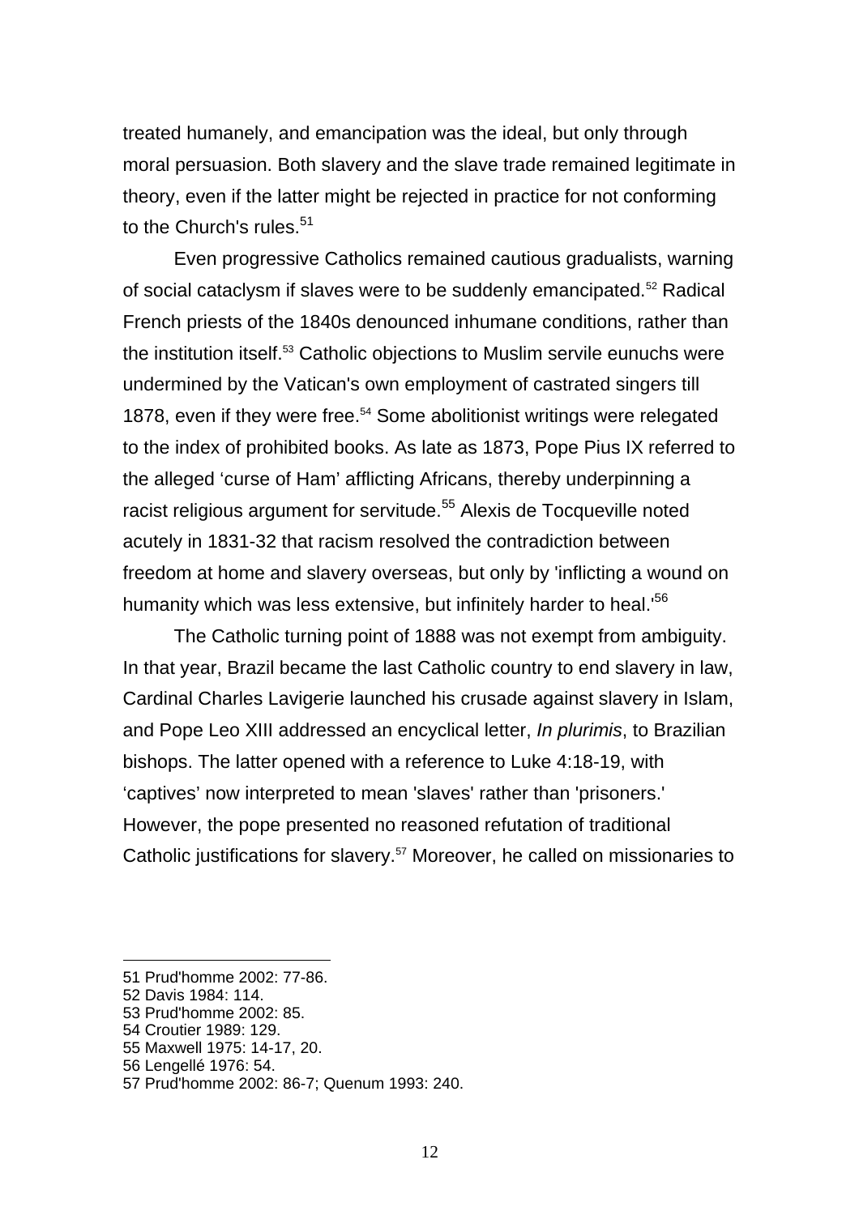treated humanely, and emancipation was the ideal, but only through moral persuasion. Both slavery and the slave trade remained legitimate in theory, even if the latter might be rejected in practice for not conforming to the Church's rules.[51]

Even progressive Catholics remained cautious gradualists, warning of social cataclysm if slaves were to be suddenly emancipated.[52] Radical French priests of the 1840s denounced inhumane conditions, rather than the institution itself.[53] Catholic objections to Muslim servile eunuchs were undermined by the Vatican's own employment of castrated singers till 1878, even if they were free.[54] Some abolitionist writings were relegated to the index of prohibited books. As late as 1873, Pope Pius IX referred to the alleged 'curse of Ham' afflicting Africans, thereby underpinning a racist religious argument for servitude.[55] Alexis de Tocqueville noted acutely in 1831-32 that racism resolved the contradiction between freedom at home and slavery overseas, but only by 'inflicting a wound on humanity which was less extensive, but infinitely harder to heal.'[56]

The Catholic turning point of 1888 was not exempt from ambiguity. In that year, Brazil became the last Catholic country to end slavery in law, Cardinal Charles Lavigerie launched his crusade against slavery in Islam, and Pope Leo XIII addressed an encyclical letter, *In plurimis*, to Brazilian bishops. The latter opened with a reference to Luke 4:18-19, with 'captives' now interpreted to mean 'slaves' rather than 'prisoners.' However, the pope presented no reasoned refutation of traditional Catholic justifications for slavery.[57] Moreover, he called on missionaries to

---

51 Prud'homme 2002: 77-86.
52 Davis 1984: 114.
53 Prud'homme 2002: 85.
54 Croutier 1989: 129.
55 Maxwell 1975: 14-17, 20.
56 Lengellé 1976: 54.
57 Prud'homme 2002: 86-7; Quenum 1993: 240.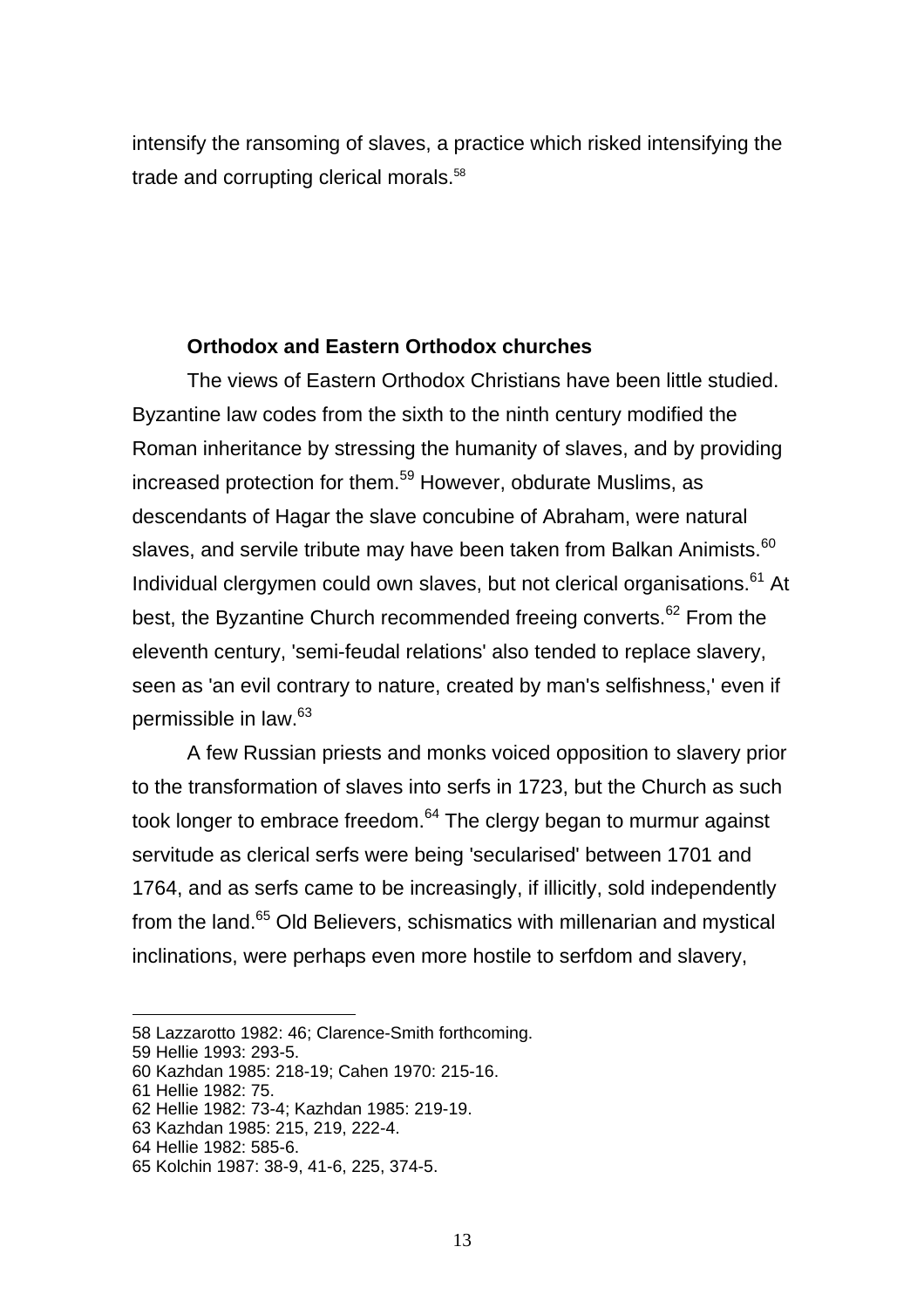intensify the ransoming of slaves, a practice which risked intensifying the trade and corrupting clerical morals.[58]

### Orthodox and Eastern Orthodox churches

The views of Eastern Orthodox Christians have been little studied. Byzantine law codes from the sixth to the ninth century modified the Roman inheritance by stressing the humanity of slaves, and by providing increased protection for them.[59] However, obdurate Muslims, as descendants of Hagar the slave concubine of Abraham, were natural slaves, and servile tribute may have been taken from Balkan Animists.[60] Individual clergymen could own slaves, but not clerical organisations.[61] At best, the Byzantine Church recommended freeing converts.[62] From the eleventh century, 'semi-feudal relations' also tended to replace slavery, seen as 'an evil contrary to nature, created by man's selfishness,' even if permissible in law.[63]

A few Russian priests and monks voiced opposition to slavery prior to the transformation of slaves into serfs in 1723, but the Church as such took longer to embrace freedom.[64] The clergy began to murmur against servitude as clerical serfs were being 'secularised' between 1701 and 1764, and as serfs came to be increasingly, if illicitly, sold independently from the land.[65] Old Believers, schismatics with millenarian and mystical inclinations, were perhaps even more hostile to serfdom and slavery,

---

58 Lazzarotto 1982: 46; Clarence-Smith forthcoming.
59 Hellie 1993: 293-5.
60 Kazhdan 1985: 218-19; Cahen 1970: 215-16.
61 Hellie 1982: 75.
62 Hellie 1982: 73-4; Kazhdan 1985: 219-19.
63 Kazhdan 1985: 215, 219, 222-4.
64 Hellie 1982: 585-6.
65 Kolchin 1987: 38-9, 41-6, 225, 374-5.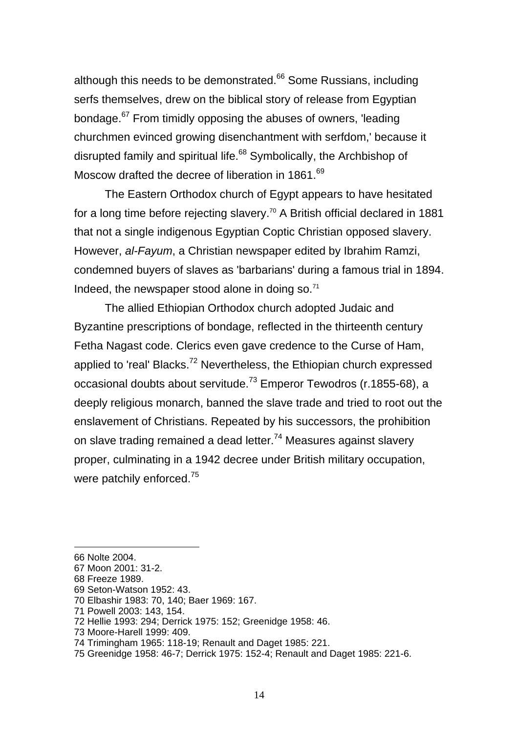although this needs to be demonstrated.[66] Some Russians, including serfs themselves, drew on the biblical story of release from Egyptian bondage.[67] From timidly opposing the abuses of owners, 'leading churchmen evinced growing disenchantment with serfdom,' because it disrupted family and spiritual life.[68] Symbolically, the Archbishop of Moscow drafted the decree of liberation in 1861.[69]

The Eastern Orthodox church of Egypt appears to have hesitated for a long time before rejecting slavery.[70] A British official declared in 1881 that not a single indigenous Egyptian Coptic Christian opposed slavery. However, *al-Fayum*, a Christian newspaper edited by Ibrahim Ramzi, condemned buyers of slaves as 'barbarians' during a famous trial in 1894. Indeed, the newspaper stood alone in doing so.[71]

The allied Ethiopian Orthodox church adopted Judaic and Byzantine prescriptions of bondage, reflected in the thirteenth century Fetha Nagast code. Clerics even gave credence to the Curse of Ham, applied to 'real' Blacks.[72] Nevertheless, the Ethiopian church expressed occasional doubts about servitude.[73] Emperor Tewodros (r.1855-68), a deeply religious monarch, banned the slave trade and tried to root out the enslavement of Christians. Repeated by his successors, the prohibition on slave trading remained a dead letter.[74] Measures against slavery proper, culminating in a 1942 decree under British military occupation, were patchily enforced.[75]

---

66 Nolte 2004.
67 Moon 2001: 31-2.
68 Freeze 1989.
69 Seton-Watson 1952: 43.
70 Elbashir 1983: 70, 140; Baer 1969: 167.
71 Powell 2003: 143, 154.
72 Hellie 1993: 294; Derrick 1975: 152; Greenidge 1958: 46.
73 Moore-Harell 1999: 409.
74 Trimingham 1965: 118-19; Renault and Daget 1985: 221.
75 Greenidge 1958: 46-7; Derrick 1975: 152-4; Renault and Daget 1985: 221-6.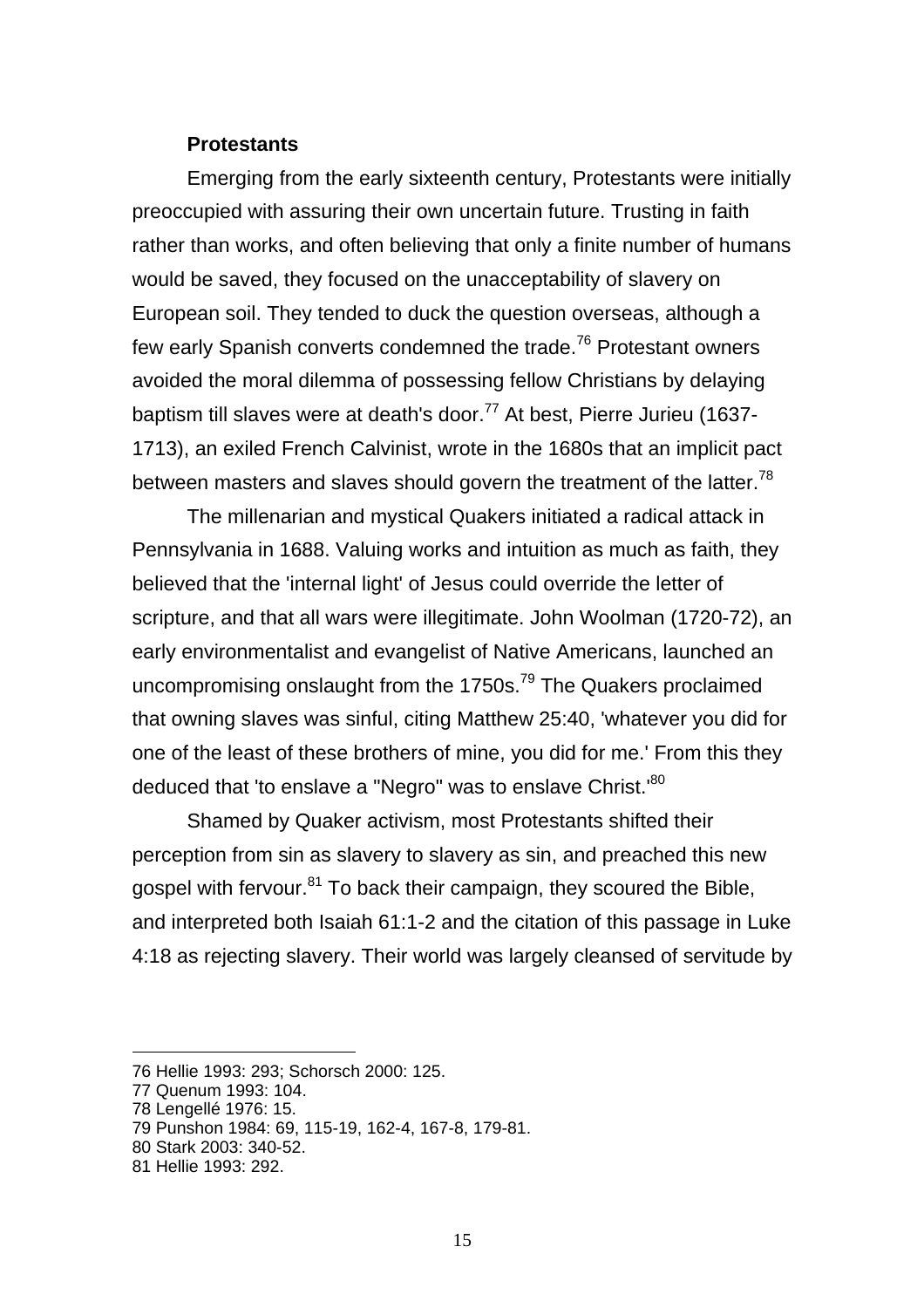### Protestants

Emerging from the early sixteenth century, Protestants were initially preoccupied with assuring their own uncertain future. Trusting in faith rather than works, and often believing that only a finite number of humans would be saved, they focused on the unacceptability of slavery on European soil. They tended to duck the question overseas, although a few early Spanish converts condemned the trade.[76] Protestant owners avoided the moral dilemma of possessing fellow Christians by delaying baptism till slaves were at death's door.[77] At best, Pierre Jurieu (1637-1713), an exiled French Calvinist, wrote in the 1680s that an implicit pact between masters and slaves should govern the treatment of the latter.[78]

The millenarian and mystical Quakers initiated a radical attack in Pennsylvania in 1688. Valuing works and intuition as much as faith, they believed that the 'internal light' of Jesus could override the letter of scripture, and that all wars were illegitimate. John Woolman (1720-72), an early environmentalist and evangelist of Native Americans, launched an uncompromising onslaught from the 1750s.[79] The Quakers proclaimed that owning slaves was sinful, citing Matthew 25:40, 'whatever you did for one of the least of these brothers of mine, you did for me.' From this they deduced that 'to enslave a "Negro" was to enslave Christ.'[80]

Shamed by Quaker activism, most Protestants shifted their perception from sin as slavery to slavery as sin, and preached this new gospel with fervour.[81] To back their campaign, they scoured the Bible, and interpreted both Isaiah 61:1-2 and the citation of this passage in Luke 4:18 as rejecting slavery. Their world was largely cleansed of servitude by

---

76 Hellie 1993: 293; Schorsch 2000: 125.
77 Quenum 1993: 104.
78 Lengellé 1976: 15.
79 Punshon 1984: 69, 115-19, 162-4, 167-8, 179-81.
80 Stark 2003: 340-52.
81 Hellie 1993: 292.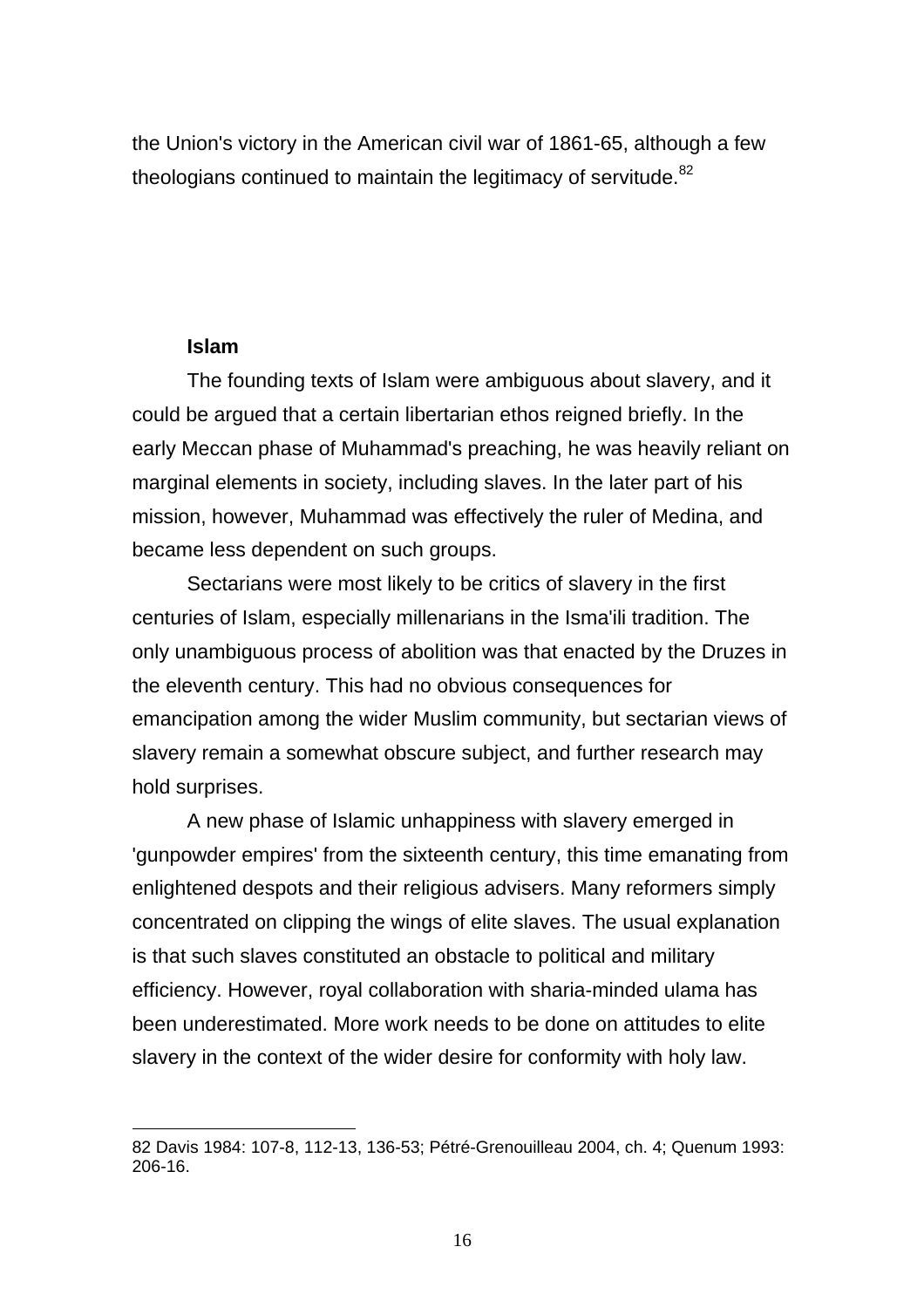the Union's victory in the American civil war of 1861-65, although a few theologians continued to maintain the legitimacy of servitude.[82]

### Islam

The founding texts of Islam were ambiguous about slavery, and it could be argued that a certain libertarian ethos reigned briefly. In the early Meccan phase of Muhammad's preaching, he was heavily reliant on marginal elements in society, including slaves. In the later part of his mission, however, Muhammad was effectively the ruler of Medina, and became less dependent on such groups.

Sectarians were most likely to be critics of slavery in the first centuries of Islam, especially millenarians in the Isma'ili tradition. The only unambiguous process of abolition was that enacted by the Druzes in the eleventh century. This had no obvious consequences for emancipation among the wider Muslim community, but sectarian views of slavery remain a somewhat obscure subject, and further research may hold surprises.

A new phase of Islamic unhappiness with slavery emerged in 'gunpowder empires' from the sixteenth century, this time emanating from enlightened despots and their religious advisers. Many reformers simply concentrated on clipping the wings of elite slaves. The usual explanation is that such slaves constituted an obstacle to political and military efficiency. However, royal collaboration with sharia-minded ulama has been underestimated. More work needs to be done on attitudes to elite slavery in the context of the wider desire for conformity with holy law.

---

82 Davis 1984: 107-8, 112-13, 136-53; Pétré-Grenouilleau 2004, ch. 4; Quenum 1993: 206-16.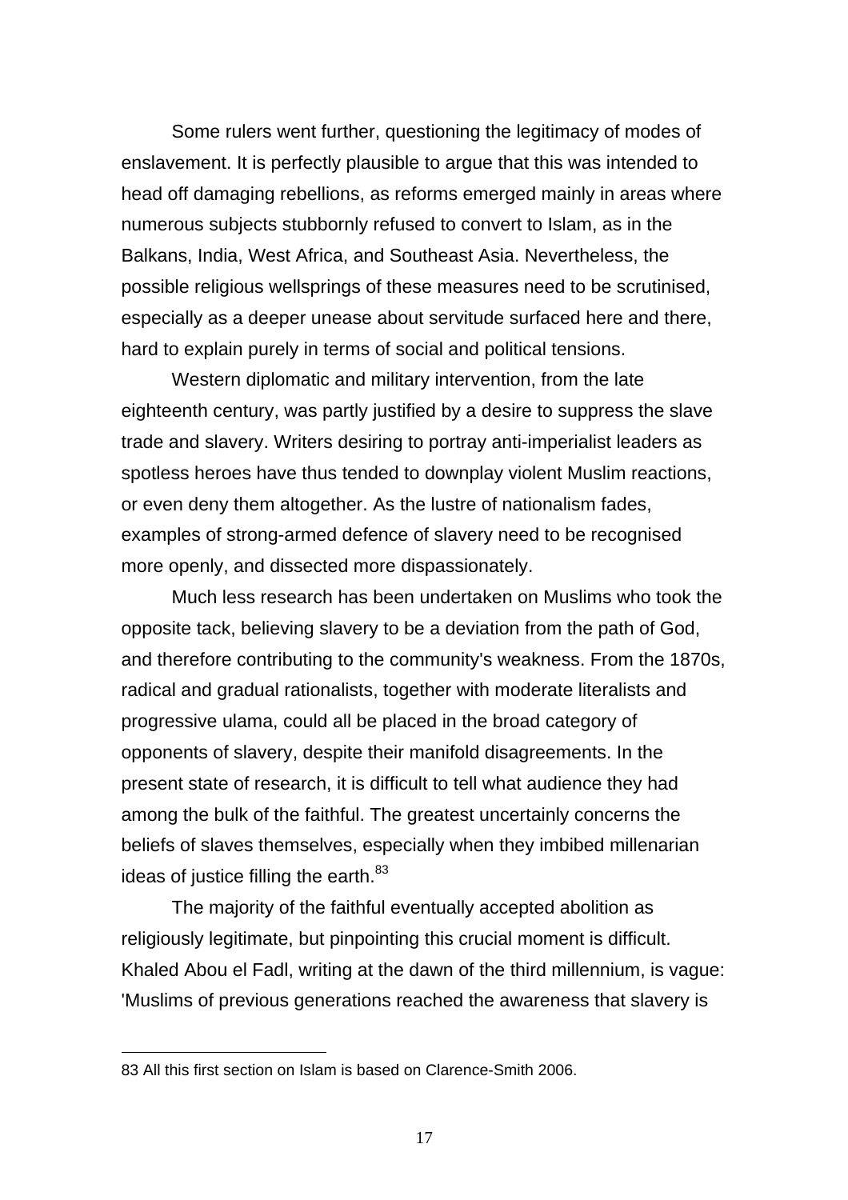Some rulers went further, questioning the legitimacy of modes of enslavement. It is perfectly plausible to argue that this was intended to head off damaging rebellions, as reforms emerged mainly in areas where numerous subjects stubbornly refused to convert to Islam, as in the Balkans, India, West Africa, and Southeast Asia. Nevertheless, the possible religious wellsprings of these measures need to be scrutinised, especially as a deeper unease about servitude surfaced here and there, hard to explain purely in terms of social and political tensions.

Western diplomatic and military intervention, from the late eighteenth century, was partly justified by a desire to suppress the slave trade and slavery. Writers desiring to portray anti-imperialist leaders as spotless heroes have thus tended to downplay violent Muslim reactions, or even deny them altogether. As the lustre of nationalism fades, examples of strong-armed defence of slavery need to be recognised more openly, and dissected more dispassionately.

Much less research has been undertaken on Muslims who took the opposite tack, believing slavery to be a deviation from the path of God, and therefore contributing to the community's weakness. From the 1870s, radical and gradual rationalists, together with moderate literalists and progressive ulama, could all be placed in the broad category of opponents of slavery, despite their manifold disagreements. In the present state of research, it is difficult to tell what audience they had among the bulk of the faithful. The greatest uncertainly concerns the beliefs of slaves themselves, especially when they imbibed millenarian ideas of justice filling the earth.[83]

The majority of the faithful eventually accepted abolition as religiously legitimate, but pinpointing this crucial moment is difficult. Khaled Abou el Fadl, writing at the dawn of the third millennium, is vague: 'Muslims of previous generations reached the awareness that slavery is

83 All this first section on Islam is based on Clarence-Smith 2006.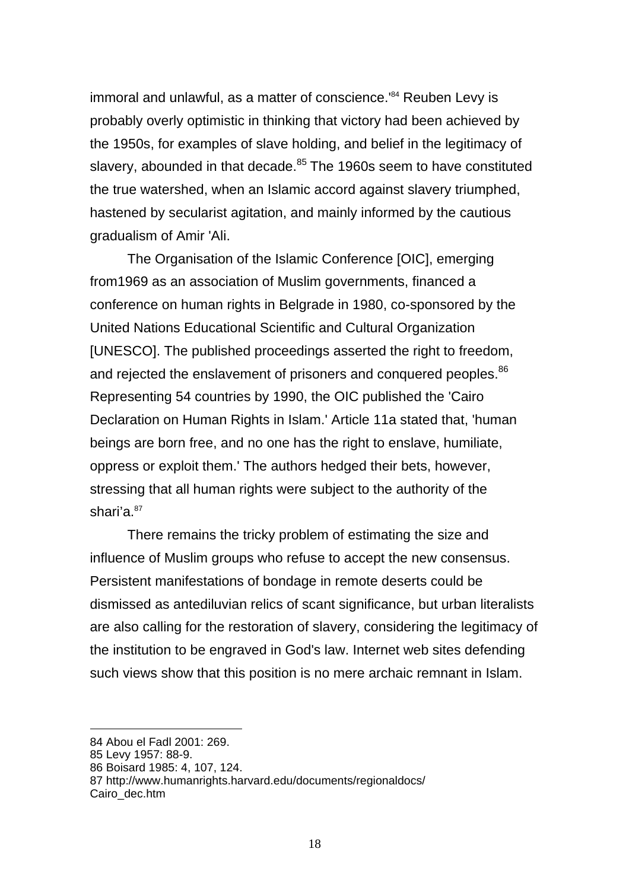immoral and unlawful, as a matter of conscience.'[84] Reuben Levy is probably overly optimistic in thinking that victory had been achieved by the 1950s, for examples of slave holding, and belief in the legitimacy of slavery, abounded in that decade.[85] The 1960s seem to have constituted the true watershed, when an Islamic accord against slavery triumphed, hastened by secularist agitation, and mainly informed by the cautious gradualism of Amir 'Ali.

The Organisation of the Islamic Conference [OIC], emerging from1969 as an association of Muslim governments, financed a conference on human rights in Belgrade in 1980, co-sponsored by the United Nations Educational Scientific and Cultural Organization [UNESCO]. The published proceedings asserted the right to freedom, and rejected the enslavement of prisoners and conquered peoples.[86] Representing 54 countries by 1990, the OIC published the 'Cairo Declaration on Human Rights in Islam.' Article 11a stated that, 'human beings are born free, and no one has the right to enslave, humiliate, oppress or exploit them.' The authors hedged their bets, however, stressing that all human rights were subject to the authority of the shari'a.[87]

There remains the tricky problem of estimating the size and influence of Muslim groups who refuse to accept the new consensus. Persistent manifestations of bondage in remote deserts could be dismissed as antediluvian relics of scant significance, but urban literalists are also calling for the restoration of slavery, considering the legitimacy of the institution to be engraved in God's law. Internet web sites defending such views show that this position is no mere archaic remnant in Islam.

---

84 Abou el Fadl 2001: 269.
85 Levy 1957: 88-9.
86 Boisard 1985: 4, 107, 124.
87 http://www.humanrights.harvard.edu/documents/regionaldocs/Cairo_dec.htm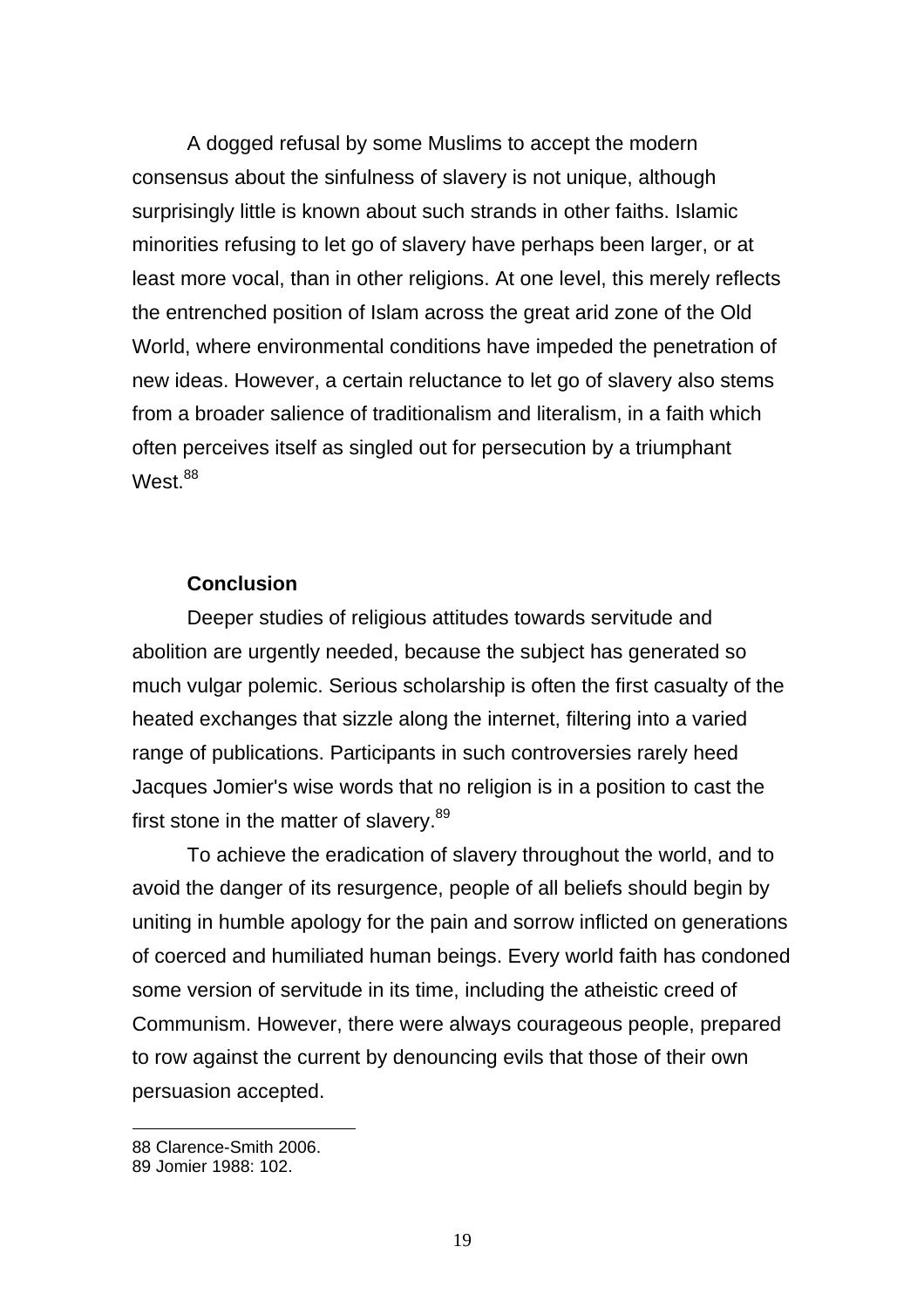A dogged refusal by some Muslims to accept the modern consensus about the sinfulness of slavery is not unique, although surprisingly little is known about such strands in other faiths. Islamic minorities refusing to let go of slavery have perhaps been larger, or at least more vocal, than in other religions. At one level, this merely reflects the entrenched position of Islam across the great arid zone of the Old World, where environmental conditions have impeded the penetration of new ideas. However, a certain reluctance to let go of slavery also stems from a broader salience of traditionalism and literalism, in a faith which often perceives itself as singled out for persecution by a triumphant West.[88]

## Conclusion

Deeper studies of religious attitudes towards servitude and abolition are urgently needed, because the subject has generated so much vulgar polemic. Serious scholarship is often the first casualty of the heated exchanges that sizzle along the internet, filtering into a varied range of publications. Participants in such controversies rarely heed Jacques Jomier's wise words that no religion is in a position to cast the first stone in the matter of slavery.[89]

To achieve the eradication of slavery throughout the world, and to avoid the danger of its resurgence, people of all beliefs should begin by uniting in humble apology for the pain and sorrow inflicted on generations of coerced and humiliated human beings. Every world faith has condoned some version of servitude in its time, including the atheistic creed of Communism. However, there were always courageous people, prepared to row against the current by denouncing evils that those of their own persuasion accepted.

---

88 Clarence-Smith 2006.
89 Jomier 1988: 102.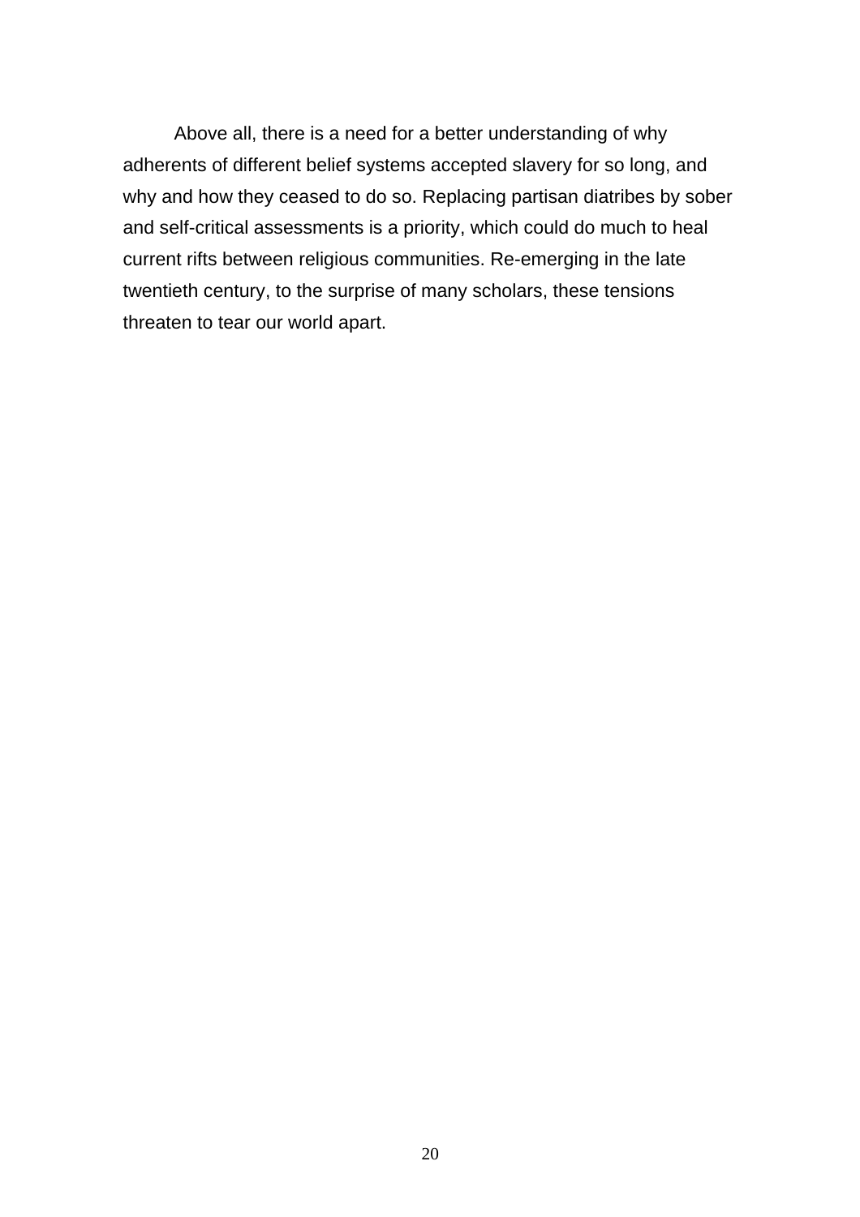Above all, there is a need for a better understanding of why adherents of different belief systems accepted slavery for so long, and why and how they ceased to do so. Replacing partisan diatribes by sober and self-critical assessments is a priority, which could do much to heal current rifts between religious communities. Re-emerging in the late twentieth century, to the surprise of many scholars, these tensions threaten to tear our world apart.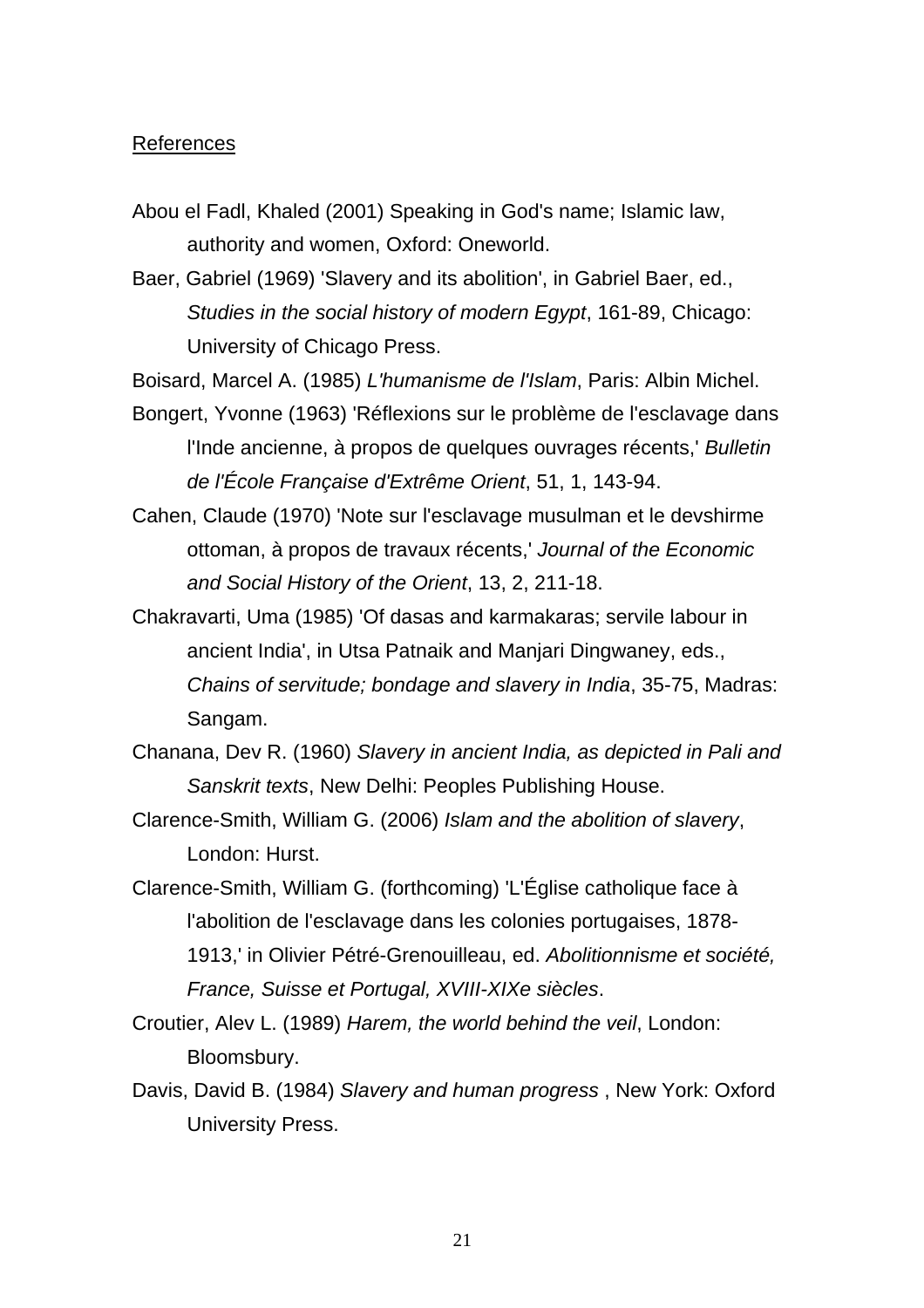References

Abou el Fadl, Khaled (2001) Speaking in God's name; Islamic law, authority and women, Oxford: Oneworld.

Baer, Gabriel (1969) 'Slavery and its abolition', in Gabriel Baer, ed., *Studies in the social history of modern Egypt*, 161-89, Chicago: University of Chicago Press.

Boisard, Marcel A. (1985) *L'humanisme de l'Islam*, Paris: Albin Michel.

Bongert, Yvonne (1963) 'Réflexions sur le problème de l'esclavage dans l'Inde ancienne, à propos de quelques ouvrages récents,' *Bulletin de l'École Française d'Extrême Orient*, 51, 1, 143-94.

Cahen, Claude (1970) 'Note sur l'esclavage musulman et le devshirme ottoman, à propos de travaux récents,' *Journal of the Economic and Social History of the Orient*, 13, 2, 211-18.

Chakravarti, Uma (1985) 'Of dasas and karmakaras; servile labour in ancient India', in Utsa Patnaik and Manjari Dingwaney, eds., *Chains of servitude; bondage and slavery in India*, 35-75, Madras: Sangam.

Chanana, Dev R. (1960) *Slavery in ancient India, as depicted in Pali and Sanskrit texts*, New Delhi: Peoples Publishing House.

Clarence-Smith, William G. (2006) *Islam and the abolition of slavery*, London: Hurst.

Clarence-Smith, William G. (forthcoming) 'L'Église catholique face à l'abolition de l'esclavage dans les colonies portugaises, 1878-1913,' in Olivier Pétré-Grenouilleau, ed. *Abolitionnisme et société, France, Suisse et Portugal, XVIII-XIXe siècles*.

Croutier, Alev L. (1989) *Harem, the world behind the veil*, London: Bloomsbury.

Davis, David B. (1984) *Slavery and human progress* , New York: Oxford University Press.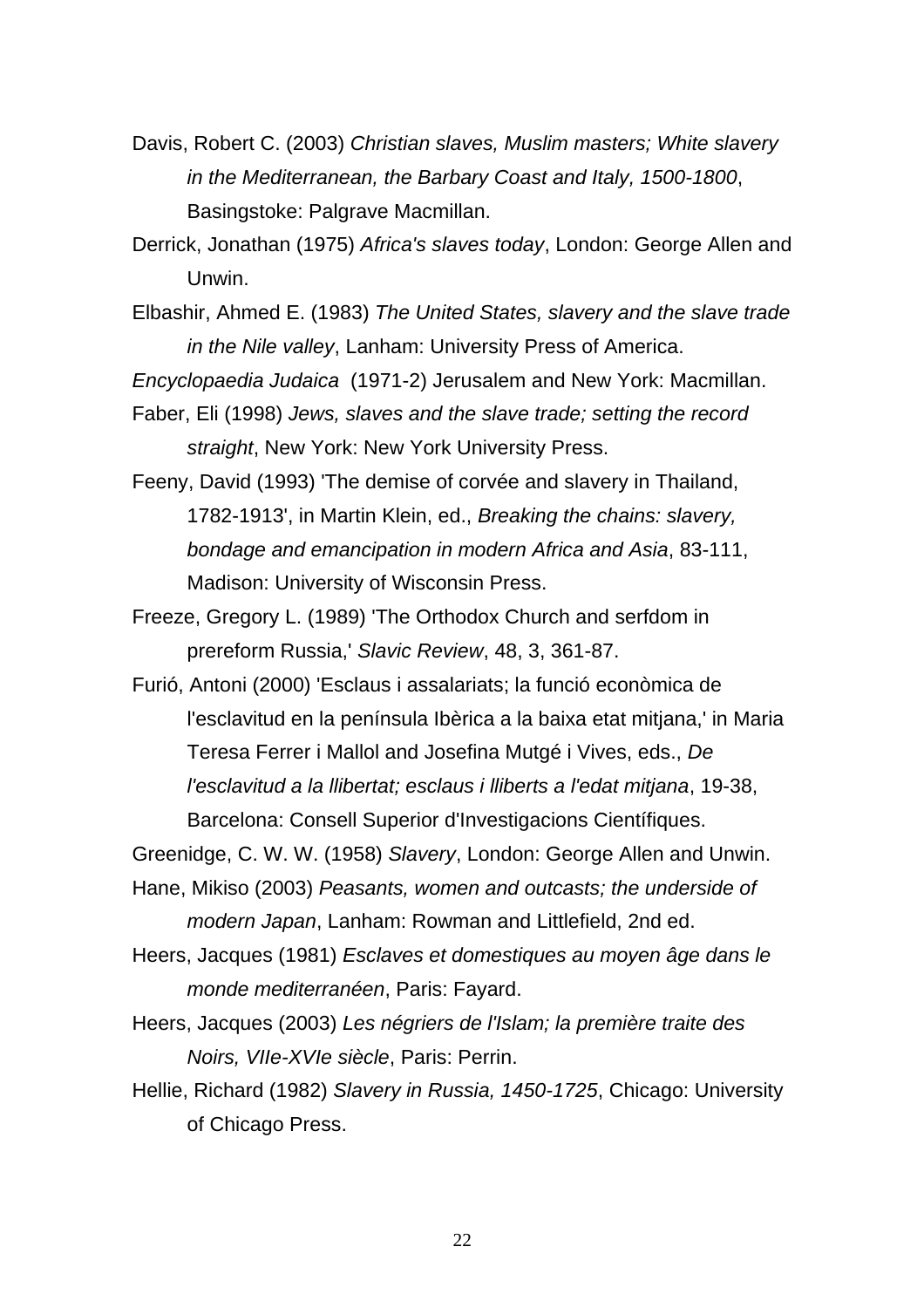Davis, Robert C. (2003) *Christian slaves, Muslim masters; White slavery in the Mediterranean, the Barbary Coast and Italy, 1500-1800*, Basingstoke: Palgrave Macmillan.

Derrick, Jonathan (1975) *Africa's slaves today*, London: George Allen and Unwin.

Elbashir, Ahmed E. (1983) *The United States, slavery and the slave trade in the Nile valley*, Lanham: University Press of America.

*Encyclopaedia Judaica* (1971-2) Jerusalem and New York: Macmillan.

Faber, Eli (1998) *Jews, slaves and the slave trade; setting the record straight*, New York: New York University Press.

Feeny, David (1993) 'The demise of corvée and slavery in Thailand, 1782-1913', in Martin Klein, ed., *Breaking the chains: slavery, bondage and emancipation in modern Africa and Asia*, 83-111, Madison: University of Wisconsin Press.

Freeze, Gregory L. (1989) 'The Orthodox Church and serfdom in prereform Russia,' *Slavic Review*, 48, 3, 361-87.

Furió, Antoni (2000) 'Esclaus i assalariats; la funció econòmica de l'esclavitud en la península Ibèrica a la baixa etat mitjana,' in Maria Teresa Ferrer i Mallol and Josefina Mutgé i Vives, eds., *De l'esclavitud a la llibertat; esclaus i lliberts a l'edat mitjana*, 19-38, Barcelona: Consell Superior d'Investigacions Científiques.

Greenidge, C. W. W. (1958) *Slavery*, London: George Allen and Unwin.

Hane, Mikiso (2003) *Peasants, women and outcasts; the underside of modern Japan*, Lanham: Rowman and Littlefield, 2nd ed.

Heers, Jacques (1981) *Esclaves et domestiques au moyen âge dans le monde mediterranéen*, Paris: Fayard.

Heers, Jacques (2003) *Les négriers de l'Islam; la première traite des Noirs, VIIe-XVIe siècle*, Paris: Perrin.

Hellie, Richard (1982) *Slavery in Russia, 1450-1725*, Chicago: University of Chicago Press.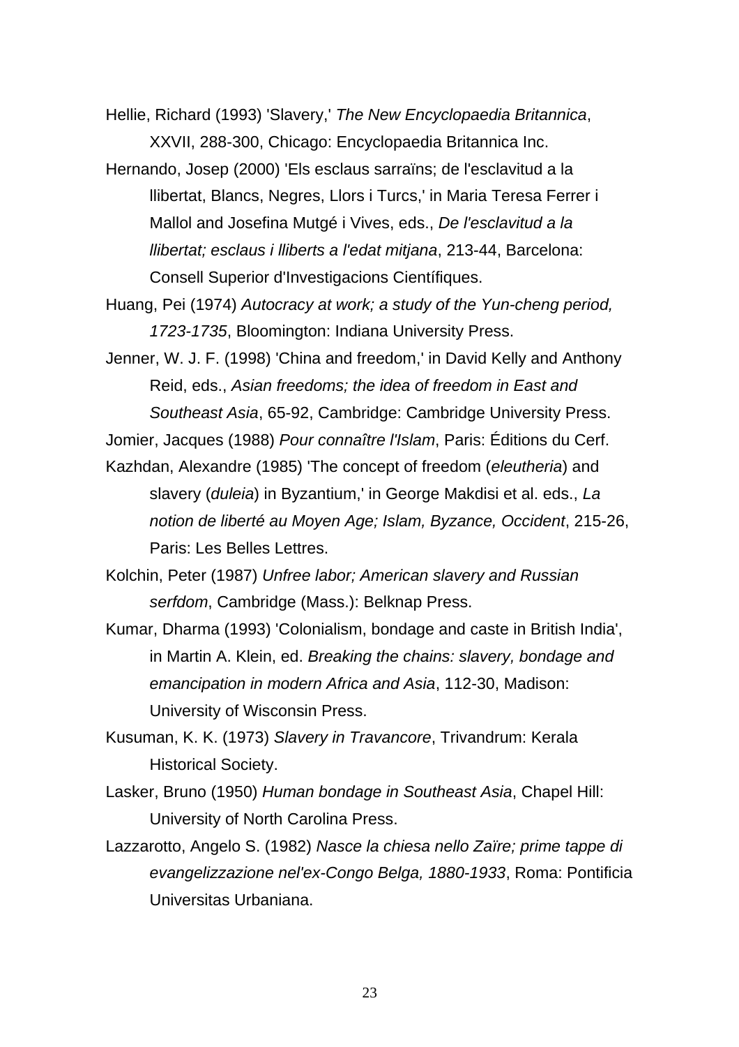Hellie, Richard (1993) 'Slavery,' *The New Encyclopaedia Britannica*, XXVII, 288-300, Chicago: Encyclopaedia Britannica Inc.

Hernando, Josep (2000) 'Els esclaus sarraïns; de l'esclavitud a la llibertat, Blancs, Negres, Llors i Turcs,' in Maria Teresa Ferrer i Mallol and Josefina Mutgé i Vives, eds., *De l'esclavitud a la llibertat; esclaus i lliberts a l'edat mitjana*, 213-44, Barcelona: Consell Superior d'Investigacions Científiques.

Huang, Pei (1974) *Autocracy at work; a study of the Yun-cheng period, 1723-1735*, Bloomington: Indiana University Press.

Jenner, W. J. F. (1998) 'China and freedom,' in David Kelly and Anthony Reid, eds., *Asian freedoms; the idea of freedom in East and Southeast Asia*, 65-92, Cambridge: Cambridge University Press.

Jomier, Jacques (1988) *Pour connaître l'Islam*, Paris: Éditions du Cerf.

Kazhdan, Alexandre (1985) 'The concept of freedom (*eleutheria*) and slavery (*duleia*) in Byzantium,' in George Makdisi et al. eds., *La notion de liberté au Moyen Age; Islam, Byzance, Occident*, 215-26, Paris: Les Belles Lettres.

Kolchin, Peter (1987) *Unfree labor; American slavery and Russian serfdom*, Cambridge (Mass.): Belknap Press.

Kumar, Dharma (1993) 'Colonialism, bondage and caste in British India', in Martin A. Klein, ed. *Breaking the chains: slavery, bondage and emancipation in modern Africa and Asia*, 112-30, Madison: University of Wisconsin Press.

Kusuman, K. K. (1973) *Slavery in Travancore*, Trivandrum: Kerala Historical Society.

Lasker, Bruno (1950) *Human bondage in Southeast Asia*, Chapel Hill: University of North Carolina Press.

Lazzarotto, Angelo S. (1982) *Nasce la chiesa nello Zaïre; prime tappe di evangelizzazione nel'ex-Congo Belga, 1880-1933*, Roma: Pontificia Universitas Urbaniana.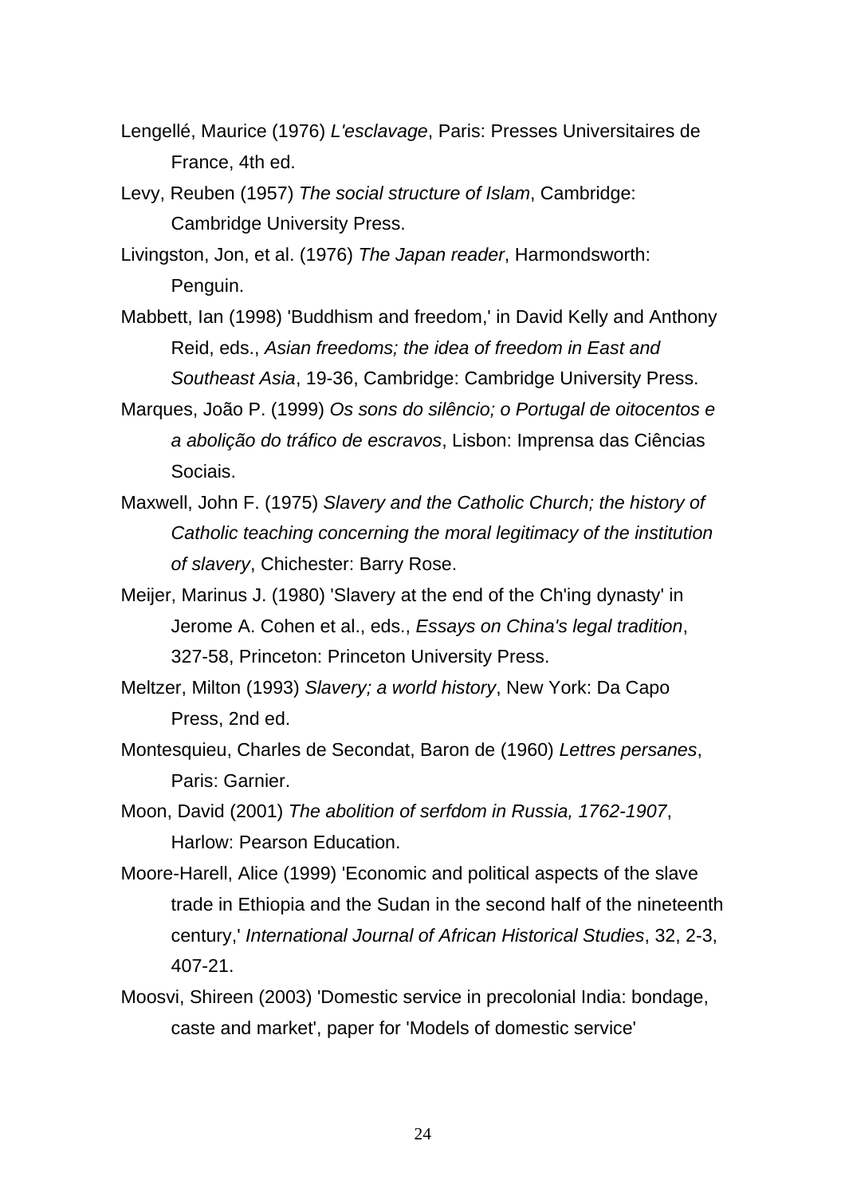Lengellé, Maurice (1976) *L'esclavage*, Paris: Presses Universitaires de France, 4th ed.

Levy, Reuben (1957) *The social structure of Islam*, Cambridge: Cambridge University Press.

Livingston, Jon, et al. (1976) *The Japan reader*, Harmondsworth: Penguin.

Mabbett, Ian (1998) 'Buddhism and freedom,' in David Kelly and Anthony Reid, eds., *Asian freedoms; the idea of freedom in East and Southeast Asia*, 19-36, Cambridge: Cambridge University Press.

Marques, João P. (1999) *Os sons do silêncio; o Portugal de oitocentos e a abolição do tráfico de escravos*, Lisbon: Imprensa das Ciências Sociais.

Maxwell, John F. (1975) *Slavery and the Catholic Church; the history of Catholic teaching concerning the moral legitimacy of the institution of slavery*, Chichester: Barry Rose.

Meijer, Marinus J. (1980) 'Slavery at the end of the Ch'ing dynasty' in Jerome A. Cohen et al., eds., *Essays on China's legal tradition*, 327-58, Princeton: Princeton University Press.

Meltzer, Milton (1993) *Slavery; a world history*, New York: Da Capo Press, 2nd ed.

Montesquieu, Charles de Secondat, Baron de (1960) *Lettres persanes*, Paris: Garnier.

Moon, David (2001) *The abolition of serfdom in Russia, 1762-1907*, Harlow: Pearson Education.

Moore-Harell, Alice (1999) 'Economic and political aspects of the slave trade in Ethiopia and the Sudan in the second half of the nineteenth century,' *International Journal of African Historical Studies*, 32, 2-3, 407-21.

Moosvi, Shireen (2003) 'Domestic service in precolonial India: bondage, caste and market', paper for 'Models of domestic service'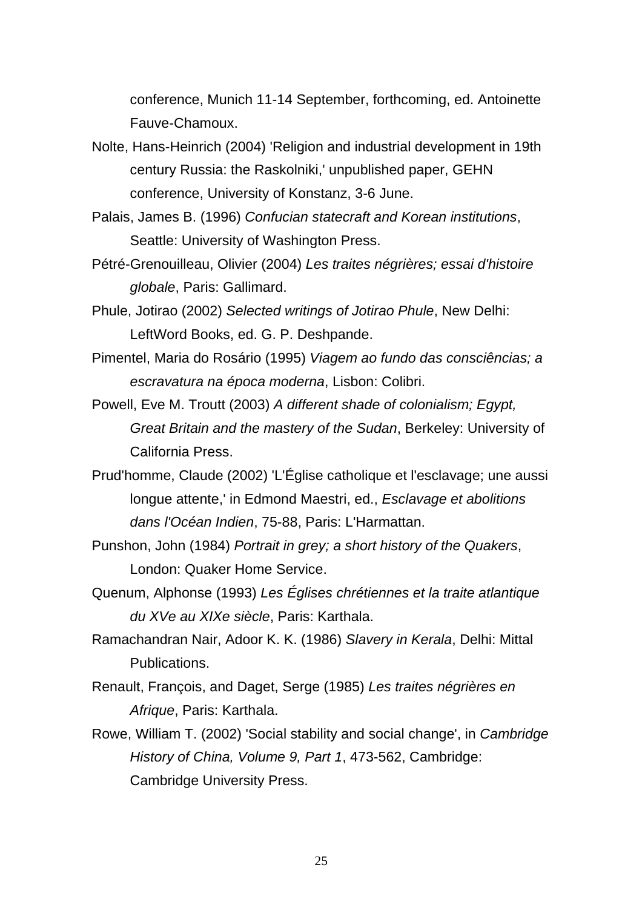conference, Munich 11-14 September, forthcoming, ed. Antoinette Fauve-Chamoux.

Nolte, Hans-Heinrich (2004) 'Religion and industrial development in 19th century Russia: the Raskolniki,' unpublished paper, GEHN conference, University of Konstanz, 3-6 June.

Palais, James B. (1996) *Confucian statecraft and Korean institutions*, Seattle: University of Washington Press.

Pétré-Grenouilleau, Olivier (2004) *Les traites négrières; essai d'histoire globale*, Paris: Gallimard.

Phule, Jotirao (2002) *Selected writings of Jotirao Phule*, New Delhi: LeftWord Books, ed. G. P. Deshpande.

Pimentel, Maria do Rosário (1995) *Viagem ao fundo das consciências; a escravatura na época moderna*, Lisbon: Colibri.

Powell, Eve M. Troutt (2003) *A different shade of colonialism; Egypt, Great Britain and the mastery of the Sudan*, Berkeley: University of California Press.

Prud'homme, Claude (2002) 'L'Église catholique et l'esclavage; une aussi longue attente,' in Edmond Maestri, ed., *Esclavage et abolitions dans l'Océan Indien*, 75-88, Paris: L'Harmattan.

Punshon, John (1984) *Portrait in grey; a short history of the Quakers*, London: Quaker Home Service.

Quenum, Alphonse (1993) *Les Églises chrétiennes et la traite atlantique du XVe au XIXe siècle*, Paris: Karthala.

Ramachandran Nair, Adoor K. K. (1986) *Slavery in Kerala*, Delhi: Mittal Publications.

Renault, François, and Daget, Serge (1985) *Les traites négrières en Afrique*, Paris: Karthala.

Rowe, William T. (2002) 'Social stability and social change', in *Cambridge History of China, Volume 9, Part 1*, 473-562, Cambridge: Cambridge University Press.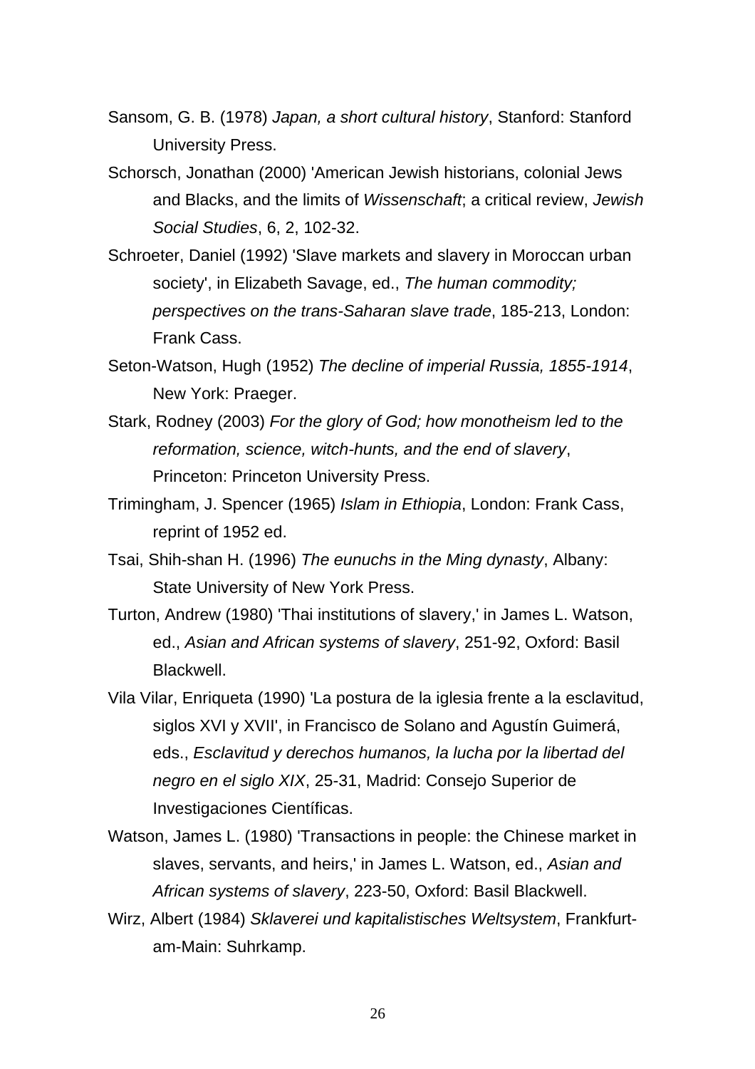Sansom, G. B. (1978) *Japan, a short cultural history*, Stanford: Stanford University Press.

Schorsch, Jonathan (2000) 'American Jewish historians, colonial Jews and Blacks, and the limits of *Wissenschaft*; a critical review, *Jewish Social Studies*, 6, 2, 102-32.

Schroeter, Daniel (1992) 'Slave markets and slavery in Moroccan urban society', in Elizabeth Savage, ed., *The human commodity; perspectives on the trans-Saharan slave trade*, 185-213, London: Frank Cass.

Seton-Watson, Hugh (1952) *The decline of imperial Russia, 1855-1914*, New York: Praeger.

Stark, Rodney (2003) *For the glory of God; how monotheism led to the reformation, science, witch-hunts, and the end of slavery*, Princeton: Princeton University Press.

Trimingham, J. Spencer (1965) *Islam in Ethiopia*, London: Frank Cass, reprint of 1952 ed.

Tsai, Shih-shan H. (1996) *The eunuchs in the Ming dynasty*, Albany: State University of New York Press.

Turton, Andrew (1980) 'Thai institutions of slavery,' in James L. Watson, ed., *Asian and African systems of slavery*, 251-92, Oxford: Basil Blackwell.

Vila Vilar, Enriqueta (1990) 'La postura de la iglesia frente a la esclavitud, siglos XVI y XVII', in Francisco de Solano and Agustín Guimerá, eds., *Esclavitud y derechos humanos, la lucha por la libertad del negro en el siglo XIX*, 25-31, Madrid: Consejo Superior de Investigaciones Científicas.

Watson, James L. (1980) 'Transactions in people: the Chinese market in slaves, servants, and heirs,' in James L. Watson, ed., *Asian and African systems of slavery*, 223-50, Oxford: Basil Blackwell.

Wirz, Albert (1984) *Sklaverei und kapitalistisches Weltsystem*, Frankfurt-am-Main: Suhrkamp.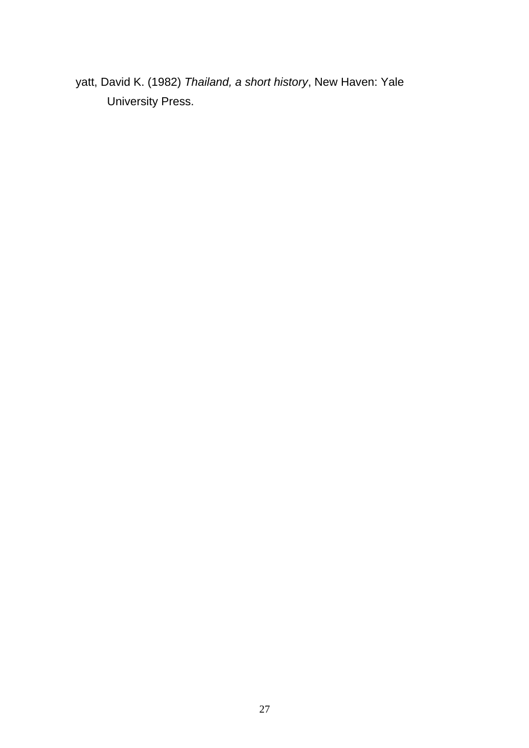yatt, David K. (1982) *Thailand, a short history*, New Haven: Yale University Press.